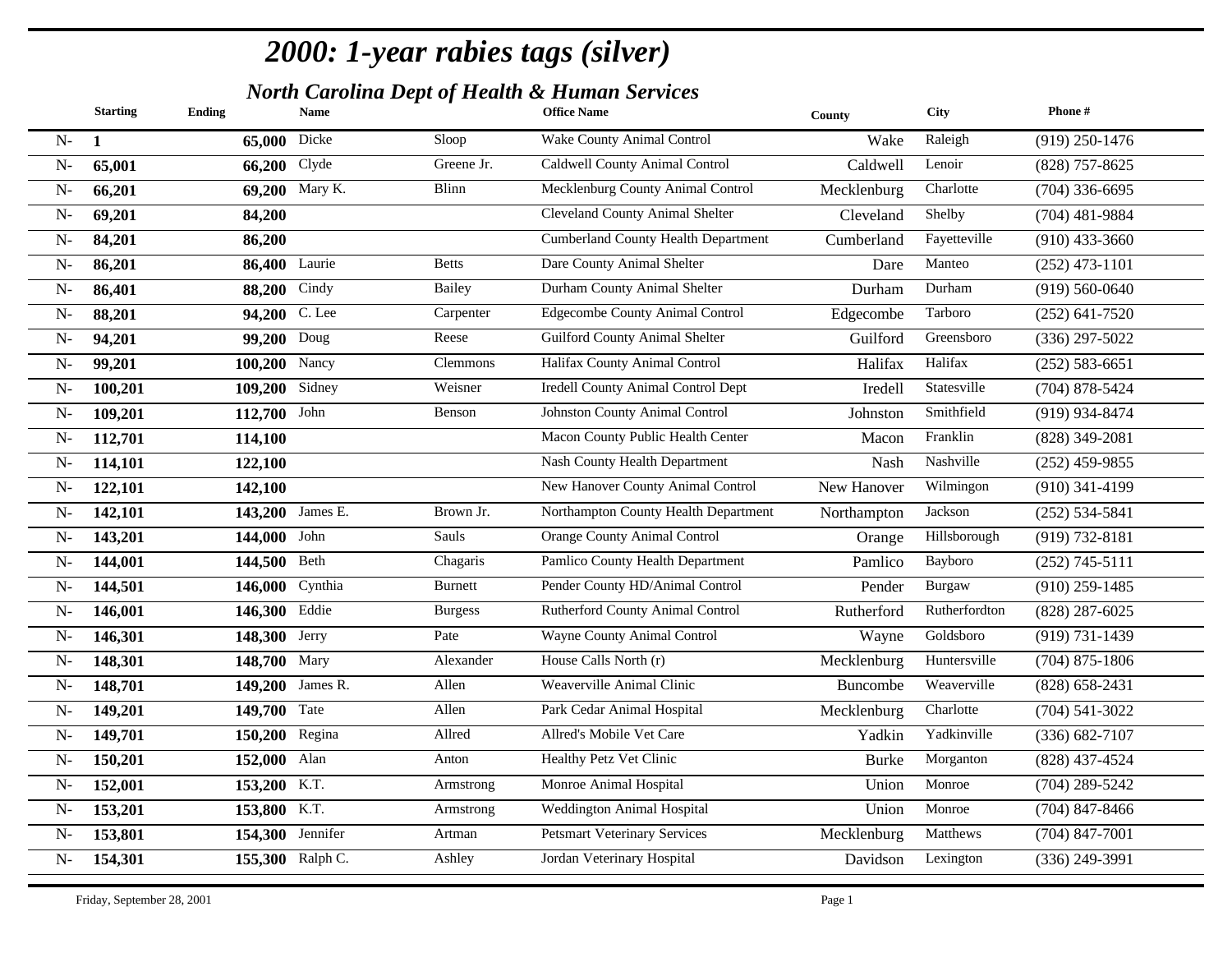# *2000: 1-year rabies tags (silver)*

## *North Carolina Dept of Health & Human Services*

| | Starting | Ending | Name | | Office Name | County | City | Phone # |
|---|---|---|---|---|---|---|---|---|
| N- | **1** | **65,000** | Dicke | Sloop | Wake County Animal Control | Wake | Raleigh | (919) 250-1476 |
| N- | **65,001** | **66,200** | Clyde | Greene Jr. | Caldwell County Animal Control | Caldwell | Lenoir | (828) 757-8625 |
| N- | **66,201** | **69,200** | Mary K. | Blinn | Mecklenburg County Animal Control | Mecklenburg | Charlotte | (704) 336-6695 |
| N- | **69,201** | **84,200** | | | Cleveland County Animal Shelter | Cleveland | Shelby | (704) 481-9884 |
| N- | **84,201** | **86,200** | | | Cumberland County Health Department | Cumberland | Fayetteville | (910) 433-3660 |
| N- | **86,201** | **86,400** | Laurie | Betts | Dare County Animal Shelter | Dare | Manteo | (252) 473-1101 |
| N- | **86,401** | **88,200** | Cindy | Bailey | Durham County Animal Shelter | Durham | Durham | (919) 560-0640 |
| N- | **88,201** | **94,200** | C. Lee | Carpenter | Edgecombe County Animal Control | Edgecombe | Tarboro | (252) 641-7520 |
| N- | **94,201** | **99,200** | Doug | Reese | Guilford County Animal Shelter | Guilford | Greensboro | (336) 297-5022 |
| N- | **99,201** | **100,200** | Nancy | Clemmons | Halifax County Animal Control | Halifax | Halifax | (252) 583-6651 |
| N- | **100,201** | **109,200** | Sidney | Weisner | Iredell County Animal Control Dept | Iredell | Statesville | (704) 878-5424 |
| N- | **109,201** | **112,700** | John | Benson | Johnston County Animal Control | Johnston | Smithfield | (919) 934-8474 |
| N- | **112,701** | **114,100** | | | Macon County Public Health Center | Macon | Franklin | (828) 349-2081 |
| N- | **114,101** | **122,100** | | | Nash County Health Department | Nash | Nashville | (252) 459-9855 |
| N- | **122,101** | **142,100** | | | New Hanover County Animal Control | New Hanover | Wilmingon | (910) 341-4199 |
| N- | **142,101** | **143,200** | James E. | Brown Jr. | Northampton County Health Department | Northampton | Jackson | (252) 534-5841 |
| N- | **143,201** | **144,000** | John | Sauls | Orange County Animal Control | Orange | Hillsborough | (919) 732-8181 |
| N- | **144,001** | **144,500** | Beth | Chagaris | Pamlico County Health Department | Pamlico | Bayboro | (252) 745-5111 |
| N- | **144,501** | **146,000** | Cynthia | Burnett | Pender County HD/Animal Control | Pender | Burgaw | (910) 259-1485 |
| N- | **146,001** | **146,300** | Eddie | Burgess | Rutherford County Animal Control | Rutherford | Rutherfordton | (828) 287-6025 |
| N- | **146,301** | **148,300** | Jerry | Pate | Wayne County Animal Control | Wayne | Goldsboro | (919) 731-1439 |
| N- | **148,301** | **148,700** | Mary | Alexander | House Calls North (r) | Mecklenburg | Huntersville | (704) 875-1806 |
| N- | **148,701** | **149,200** | James R. | Allen | Weaverville Animal Clinic | Buncombe | Weaverville | (828) 658-2431 |
| N- | **149,201** | **149,700** | Tate | Allen | Park Cedar Animal Hospital | Mecklenburg | Charlotte | (704) 541-3022 |
| N- | **149,701** | **150,200** | Regina | Allred | Allred's Mobile Vet Care | Yadkin | Yadkinville | (336) 682-7107 |
| N- | **150,201** | **152,000** | Alan | Anton | Healthy Petz Vet Clinic | Burke | Morganton | (828) 437-4524 |
| N- | **152,001** | **153,200** | K.T. | Armstrong | Monroe Animal Hospital | Union | Monroe | (704) 289-5242 |
| N- | **153,201** | **153,800** | K.T. | Armstrong | Weddington Animal Hospital | Union | Monroe | (704) 847-8466 |
| N- | **153,801** | **154,300** | Jennifer | Artman | Petsmart Veterinary Services | Mecklenburg | Matthews | (704) 847-7001 |
| N- | **154,301** | **155,300** | Ralph C. | Ashley | Jordan Veterinary Hospital | Davidson | Lexington | (336) 249-3991 |

Friday, September 28, 2001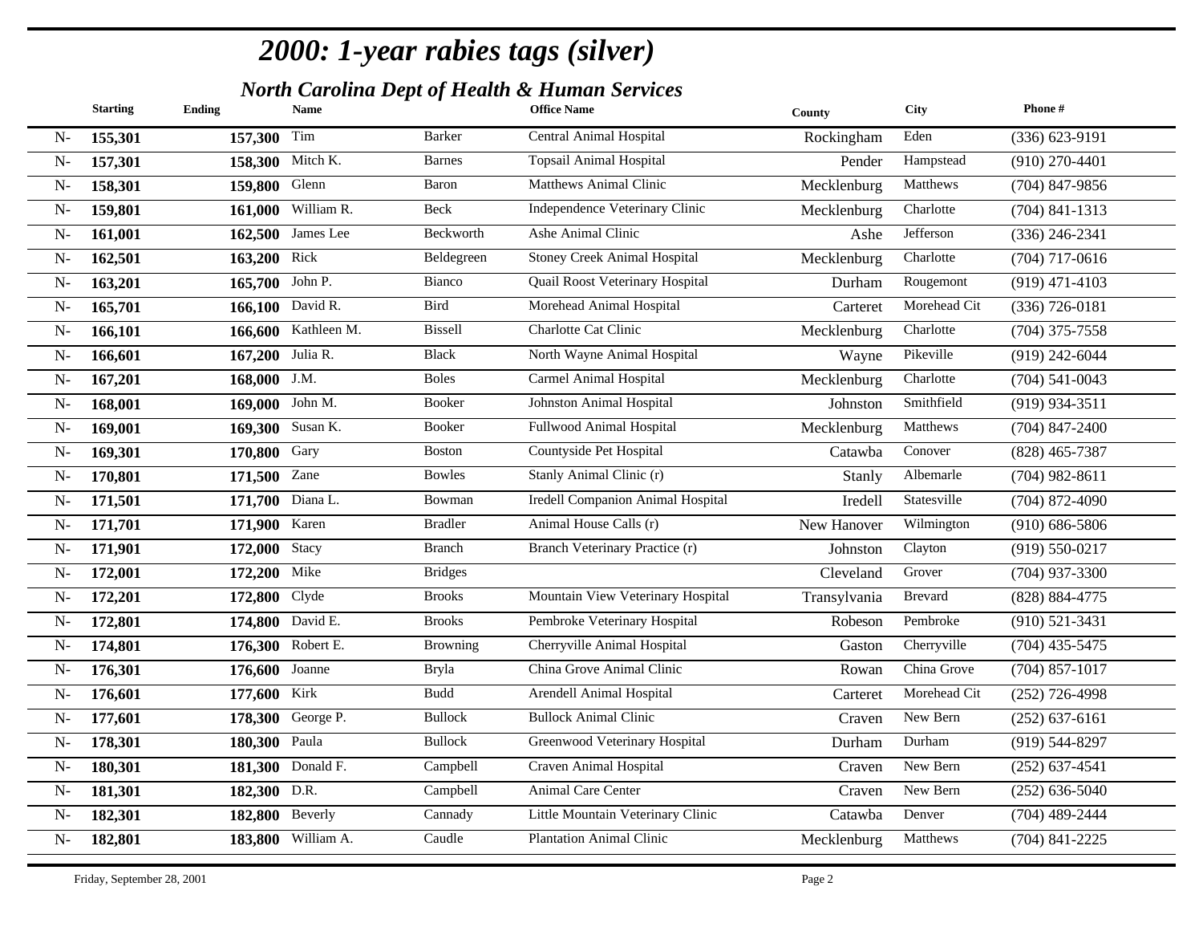# 2000: 1-year rabies tags (silver)

## North Carolina Dept of Health & Human Services

| | Starting | Ending | Name | | Office Name | County | City | Phone # |
|---|---|---|---|---|---|---|---|---|
| N- | **155,301** | **157,300** | Tim | Barker | Central Animal Hospital | Rockingham | Eden | (336) 623-9191 |
| N- | **157,301** | **158,300** | Mitch K. | Barnes | Topsail Animal Hospital | Pender | Hampstead | (910) 270-4401 |
| N- | **158,301** | **159,800** | Glenn | Baron | Matthews Animal Clinic | Mecklenburg | Matthews | (704) 847-9856 |
| N- | **159,801** | **161,000** | William R. | Beck | Independence Veterinary Clinic | Mecklenburg | Charlotte | (704) 841-1313 |
| N- | **161,001** | **162,500** | James Lee | Beckworth | Ashe Animal Clinic | Ashe | Jefferson | (336) 246-2341 |
| N- | **162,501** | **163,200** | Rick | Beldegreen | Stoney Creek Animal Hospital | Mecklenburg | Charlotte | (704) 717-0616 |
| N- | **163,201** | **165,700** | John P. | Bianco | Quail Roost Veterinary Hospital | Durham | Rougemont | (919) 471-4103 |
| N- | **165,701** | **166,100** | David R. | Bird | Morehead Animal Hospital | Carteret | Morehead Cit | (336) 726-0181 |
| N- | **166,101** | **166,600** | Kathleen M. | Bissell | Charlotte Cat Clinic | Mecklenburg | Charlotte | (704) 375-7558 |
| N- | **166,601** | **167,200** | Julia R. | Black | North Wayne Animal Hospital | Wayne | Pikeville | (919) 242-6044 |
| N- | **167,201** | **168,000** | J.M. | Boles | Carmel Animal Hospital | Mecklenburg | Charlotte | (704) 541-0043 |
| N- | **168,001** | **169,000** | John M. | Booker | Johnston Animal Hospital | Johnston | Smithfield | (919) 934-3511 |
| N- | **169,001** | **169,300** | Susan K. | Booker | Fullwood Animal Hospital | Mecklenburg | Matthews | (704) 847-2400 |
| N- | **169,301** | **170,800** | Gary | Boston | Countyside Pet Hospital | Catawba | Conover | (828) 465-7387 |
| N- | **170,801** | **171,500** | Zane | Bowles | Stanly Animal Clinic (r) | Stanly | Albemarle | (704) 982-8611 |
| N- | **171,501** | **171,700** | Diana L. | Bowman | Iredell Companion Animal Hospital | Iredell | Statesville | (704) 872-4090 |
| N- | **171,701** | **171,900** | Karen | Bradler | Animal House Calls (r) | New Hanover | Wilmington | (910) 686-5806 |
| N- | **171,901** | **172,000** | Stacy | Branch | Branch Veterinary Practice (r) | Johnston | Clayton | (919) 550-0217 |
| N- | **172,001** | **172,200** | Mike | Bridges | | Cleveland | Grover | (704) 937-3300 |
| N- | **172,201** | **172,800** | Clyde | Brooks | Mountain View Veterinary Hospital | Transylvania | Brevard | (828) 884-4775 |
| N- | **172,801** | **174,800** | David E. | Brooks | Pembroke Veterinary Hospital | Robeson | Pembroke | (910) 521-3431 |
| N- | **174,801** | **176,300** | Robert E. | Browning | Cherryville Animal Hospital | Gaston | Cherryville | (704) 435-5475 |
| N- | **176,301** | **176,600** | Joanne | Bryla | China Grove Animal Clinic | Rowan | China Grove | (704) 857-1017 |
| N- | **176,601** | **177,600** | Kirk | Budd | Arendell Animal Hospital | Carteret | Morehead Cit | (252) 726-4998 |
| N- | **177,601** | **178,300** | George P. | Bullock | Bullock Animal Clinic | Craven | New Bern | (252) 637-6161 |
| N- | **178,301** | **180,300** | Paula | Bullock | Greenwood Veterinary Hospital | Durham | Durham | (919) 544-8297 |
| N- | **180,301** | **181,300** | Donald F. | Campbell | Craven Animal Hospital | Craven | New Bern | (252) 637-4541 |
| N- | **181,301** | **182,300** | D.R. | Campbell | Animal Care Center | Craven | New Bern | (252) 636-5040 |
| N- | **182,301** | **182,800** | Beverly | Cannady | Little Mountain Veterinary Clinic | Catawba | Denver | (704) 489-2444 |
| N- | **182,801** | **183,800** | William A. | Caudle | Plantation Animal Clinic | Mecklenburg | Matthews | (704) 841-2225 |

Friday, September 28, 2001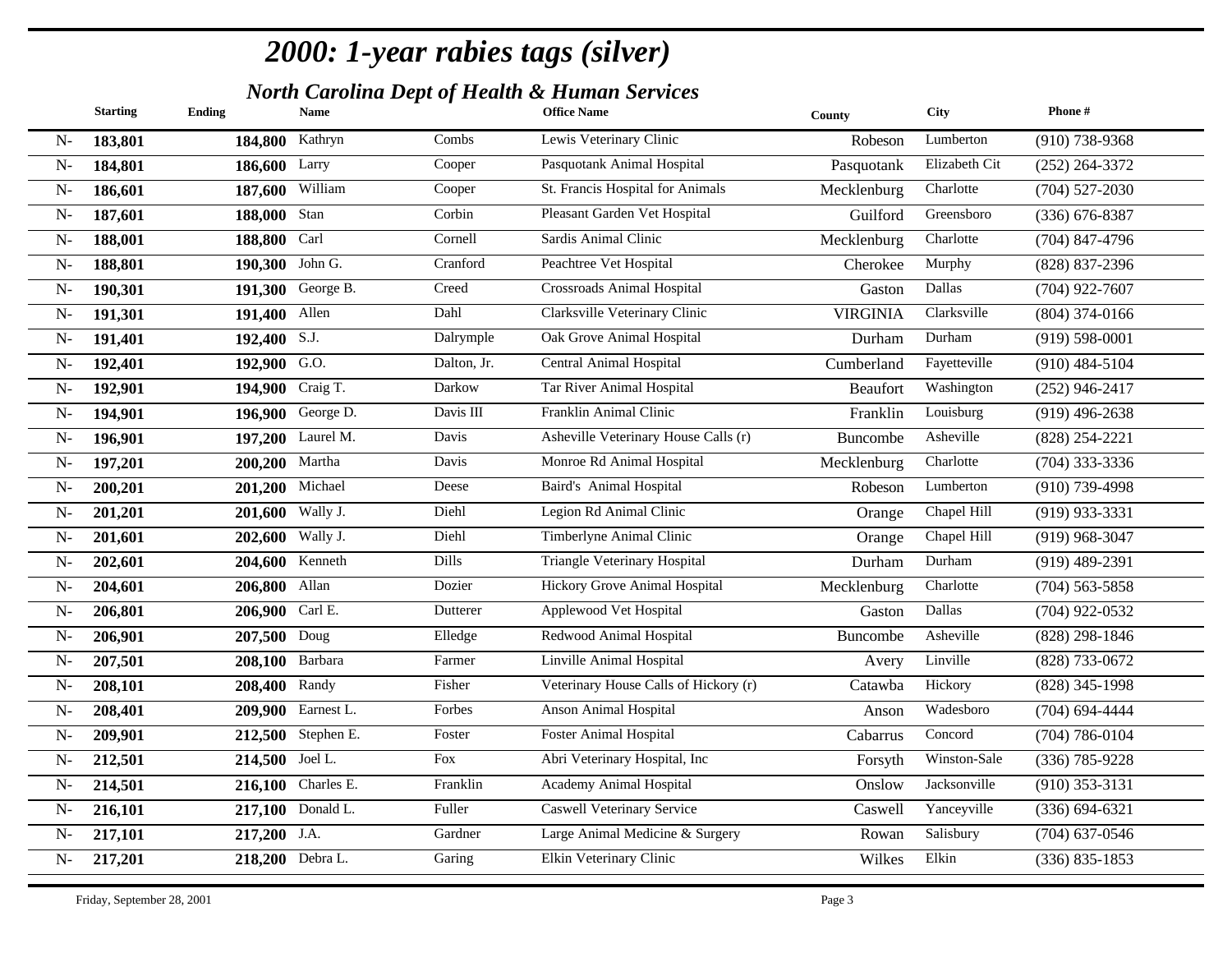# *2000: 1-year rabies tags (silver)*

## *North Carolina Dept of Health & Human Services*

| | Starting | Ending | Name | | Office Name | County | City | Phone # |
|---|---|---|---|---|---|---|---|---|
| N- | **183,801** | **184,800** | Kathryn | Combs | Lewis Veterinary Clinic | Robeson | Lumberton | (910) 738-9368 |
| N- | **184,801** | **186,600** | Larry | Cooper | Pasquotank Animal Hospital | Pasquotank | Elizabeth Cit | (252) 264-3372 |
| N- | **186,601** | **187,600** | William | Cooper | St. Francis Hospital for Animals | Mecklenburg | Charlotte | (704) 527-2030 |
| N- | **187,601** | **188,000** | Stan | Corbin | Pleasant Garden Vet Hospital | Guilford | Greensboro | (336) 676-8387 |
| N- | **188,001** | **188,800** | Carl | Cornell | Sardis Animal Clinic | Mecklenburg | Charlotte | (704) 847-4796 |
| N- | **188,801** | **190,300** | John G. | Cranford | Peachtree Vet Hospital | Cherokee | Murphy | (828) 837-2396 |
| N- | **190,301** | **191,300** | George B. | Creed | Crossroads Animal Hospital | Gaston | Dallas | (704) 922-7607 |
| N- | **191,301** | **191,400** | Allen | Dahl | Clarksville Veterinary Clinic | VIRGINIA | Clarksville | (804) 374-0166 |
| N- | **191,401** | **192,400** | S.J. | Dalrymple | Oak Grove Animal Hospital | Durham | Durham | (919) 598-0001 |
| N- | **192,401** | **192,900** | G.O. | Dalton, Jr. | Central Animal Hospital | Cumberland | Fayetteville | (910) 484-5104 |
| N- | **192,901** | **194,900** | Craig T. | Darkow | Tar River Animal Hospital | Beaufort | Washington | (252) 946-2417 |
| N- | **194,901** | **196,900** | George D. | Davis III | Franklin Animal Clinic | Franklin | Louisburg | (919) 496-2638 |
| N- | **196,901** | **197,200** | Laurel M. | Davis | Asheville Veterinary House Calls (r) | Buncombe | Asheville | (828) 254-2221 |
| N- | **197,201** | **200,200** | Martha | Davis | Monroe Rd Animal Hospital | Mecklenburg | Charlotte | (704) 333-3336 |
| N- | **200,201** | **201,200** | Michael | Deese | Baird's Animal Hospital | Robeson | Lumberton | (910) 739-4998 |
| N- | **201,201** | **201,600** | Wally J. | Diehl | Legion Rd Animal Clinic | Orange | Chapel Hill | (919) 933-3331 |
| N- | **201,601** | **202,600** | Wally J. | Diehl | Timberlyne Animal Clinic | Orange | Chapel Hill | (919) 968-3047 |
| N- | **202,601** | **204,600** | Kenneth | Dills | Triangle Veterinary Hospital | Durham | Durham | (919) 489-2391 |
| N- | **204,601** | **206,800** | Allan | Dozier | Hickory Grove Animal Hospital | Mecklenburg | Charlotte | (704) 563-5858 |
| N- | **206,801** | **206,900** | Carl E. | Dutterer | Applewood Vet Hospital | Gaston | Dallas | (704) 922-0532 |
| N- | **206,901** | **207,500** | Doug | Elledge | Redwood Animal Hospital | Buncombe | Asheville | (828) 298-1846 |
| N- | **207,501** | **208,100** | Barbara | Farmer | Linville Animal Hospital | Avery | Linville | (828) 733-0672 |
| N- | **208,101** | **208,400** | Randy | Fisher | Veterinary House Calls of Hickory (r) | Catawba | Hickory | (828) 345-1998 |
| N- | **208,401** | **209,900** | Earnest L. | Forbes | Anson Animal Hospital | Anson | Wadesboro | (704) 694-4444 |
| N- | **209,901** | **212,500** | Stephen E. | Foster | Foster Animal Hospital | Cabarrus | Concord | (704) 786-0104 |
| N- | **212,501** | **214,500** | Joel L. | Fox | Abri Veterinary Hospital, Inc | Forsyth | Winston-Sale | (336) 785-9228 |
| N- | **214,501** | **216,100** | Charles E. | Franklin | Academy Animal Hospital | Onslow | Jacksonville | (910) 353-3131 |
| N- | **216,101** | **217,100** | Donald L. | Fuller | Caswell Veterinary Service | Caswell | Yanceyville | (336) 694-6321 |
| N- | **217,101** | **217,200** | J.A. | Gardner | Large Animal Medicine & Surgery | Rowan | Salisbury | (704) 637-0546 |
| N- | **217,201** | **218,200** | Debra L. | Garing | Elkin Veterinary Clinic | Wilkes | Elkin | (336) 835-1853 |

Friday, September 28, 2001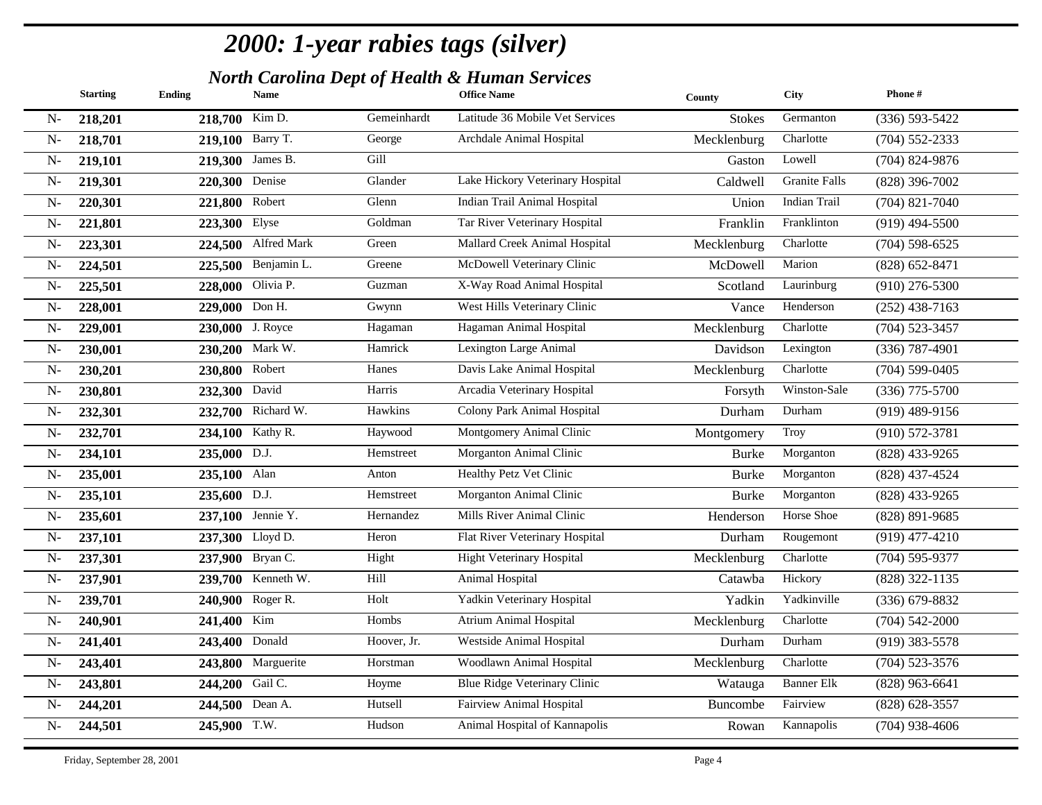# *2000: 1-year rabies tags (silver)*

## *North Carolina Dept of Health & Human Services*

| | Starting | Ending | Name | | Office Name | County | City | Phone # |
|---|---|---|---|---|---|---|---|---|
| N- | **218,201** | **218,700** | Kim D. | Gemeinhardt | Latitude 36 Mobile Vet Services | Stokes | Germanton | (336) 593-5422 |
| N- | **218,701** | **219,100** | Barry T. | George | Archdale Animal Hospital | Mecklenburg | Charlotte | (704) 552-2333 |
| N- | **219,101** | **219,300** | James B. | Gill | | Gaston | Lowell | (704) 824-9876 |
| N- | **219,301** | **220,300** | Denise | Glander | Lake Hickory Veterinary Hospital | Caldwell | Granite Falls | (828) 396-7002 |
| N- | **220,301** | **221,800** | Robert | Glenn | Indian Trail Animal Hospital | Union | Indian Trail | (704) 821-7040 |
| N- | **221,801** | **223,300** | Elyse | Goldman | Tar River Veterinary Hospital | Franklin | Franklinton | (919) 494-5500 |
| N- | **223,301** | **224,500** | Alfred Mark | Green | Mallard Creek Animal Hospital | Mecklenburg | Charlotte | (704) 598-6525 |
| N- | **224,501** | **225,500** | Benjamin L. | Greene | McDowell Veterinary Clinic | McDowell | Marion | (828) 652-8471 |
| N- | **225,501** | **228,000** | Olivia P. | Guzman | X-Way Road Animal Hospital | Scotland | Laurinburg | (910) 276-5300 |
| N- | **228,001** | **229,000** | Don H. | Gwynn | West Hills Veterinary Clinic | Vance | Henderson | (252) 438-7163 |
| N- | **229,001** | **230,000** | J. Royce | Hagaman | Hagaman Animal Hospital | Mecklenburg | Charlotte | (704) 523-3457 |
| N- | **230,001** | **230,200** | Mark W. | Hamrick | Lexington Large Animal | Davidson | Lexington | (336) 787-4901 |
| N- | **230,201** | **230,800** | Robert | Hanes | Davis Lake Animal Hospital | Mecklenburg | Charlotte | (704) 599-0405 |
| N- | **230,801** | **232,300** | David | Harris | Arcadia Veterinary Hospital | Forsyth | Winston-Sale | (336) 775-5700 |
| N- | **232,301** | **232,700** | Richard W. | Hawkins | Colony Park Animal Hospital | Durham | Durham | (919) 489-9156 |
| N- | **232,701** | **234,100** | Kathy R. | Haywood | Montgomery Animal Clinic | Montgomery | Troy | (910) 572-3781 |
| N- | **234,101** | **235,000** | D.J. | Hemstreet | Morganton Animal Clinic | Burke | Morganton | (828) 433-9265 |
| N- | **235,001** | **235,100** | Alan | Anton | Healthy Petz Vet Clinic | Burke | Morganton | (828) 437-4524 |
| N- | **235,101** | **235,600** | D.J. | Hemstreet | Morganton Animal Clinic | Burke | Morganton | (828) 433-9265 |
| N- | **235,601** | **237,100** | Jennie Y. | Hernandez | Mills River Animal Clinic | Henderson | Horse Shoe | (828) 891-9685 |
| N- | **237,101** | **237,300** | Lloyd D. | Heron | Flat River Veterinary Hospital | Durham | Rougemont | (919) 477-4210 |
| N- | **237,301** | **237,900** | Bryan C. | Hight | Hight Veterinary Hospital | Mecklenburg | Charlotte | (704) 595-9377 |
| N- | **237,901** | **239,700** | Kenneth W. | Hill | Animal Hospital | Catawba | Hickory | (828) 322-1135 |
| N- | **239,701** | **240,900** | Roger R. | Holt | Yadkin Veterinary Hospital | Yadkin | Yadkinville | (336) 679-8832 |
| N- | **240,901** | **241,400** | Kim | Hombs | Atrium Animal Hospital | Mecklenburg | Charlotte | (704) 542-2000 |
| N- | **241,401** | **243,400** | Donald | Hoover, Jr. | Westside Animal Hospital | Durham | Durham | (919) 383-5578 |
| N- | **243,401** | **243,800** | Marguerite | Horstman | Woodlawn Animal Hospital | Mecklenburg | Charlotte | (704) 523-3576 |
| N- | **243,801** | **244,200** | Gail C. | Hoyme | Blue Ridge Veterinary Clinic | Watauga | Banner Elk | (828) 963-6641 |
| N- | **244,201** | **244,500** | Dean A. | Hutsell | Fairview Animal Hospital | Buncombe | Fairview | (828) 628-3557 |
| N- | **244,501** | **245,900** | T.W. | Hudson | Animal Hospital of Kannapolis | Rowan | Kannapolis | (704) 938-4606 |

Friday, September 28, 2001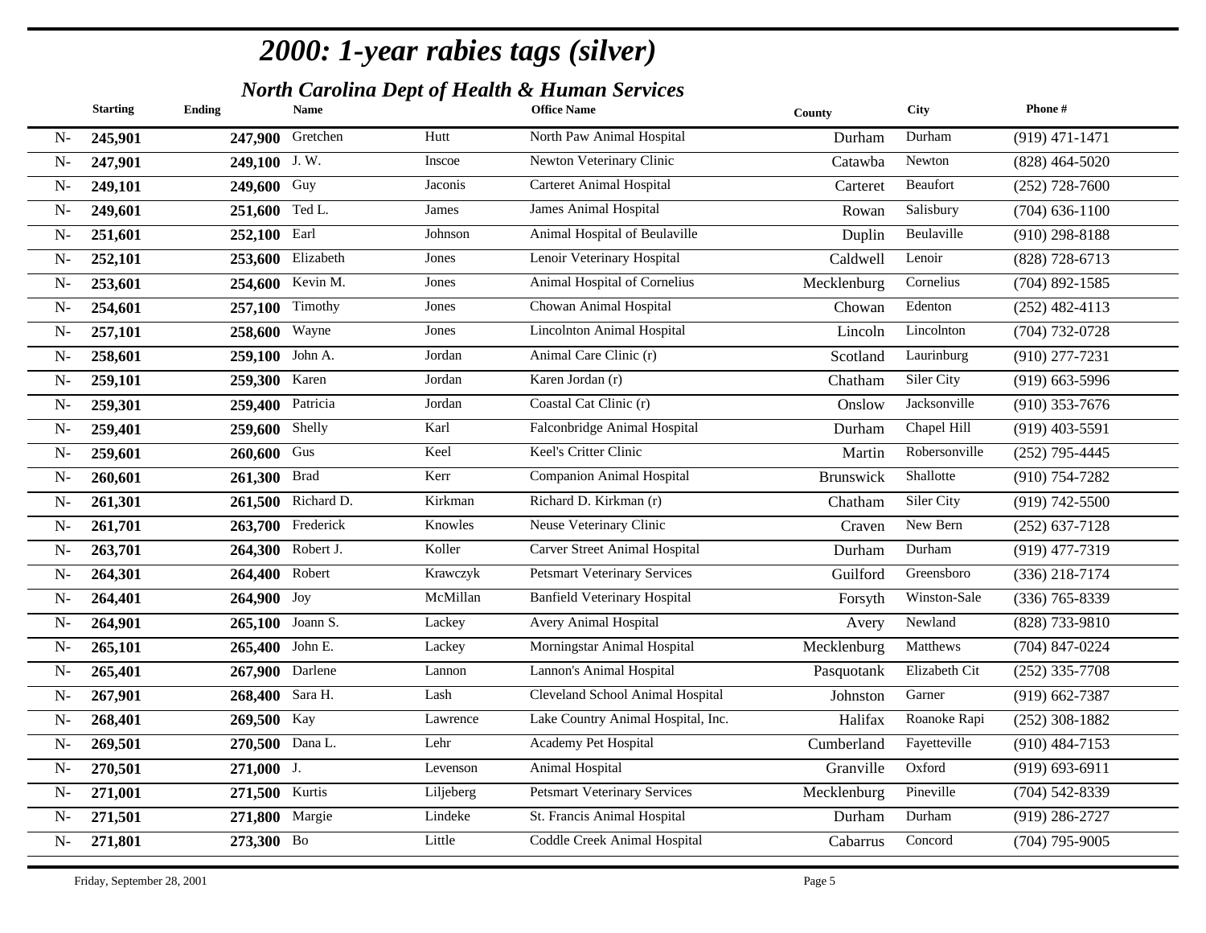# *2000: 1-year rabies tags (silver)*

## *North Carolina Dept of Health & Human Services*

| | Starting | Ending | Name | | Office Name | County | City | Phone # |
|---|---|---|---|---|---|---|---|---|
| N- | **245,901** | **247,900** | Gretchen | Hutt | North Paw Animal Hospital | Durham | Durham | (919) 471-1471 |
| N- | **247,901** | **249,100** | J. W. | Inscoe | Newton Veterinary Clinic | Catawba | Newton | (828) 464-5020 |
| N- | **249,101** | **249,600** | Guy | Jaconis | Carteret Animal Hospital | Carteret | Beaufort | (252) 728-7600 |
| N- | **249,601** | **251,600** | Ted L. | James | James Animal Hospital | Rowan | Salisbury | (704) 636-1100 |
| N- | **251,601** | **252,100** | Earl | Johnson | Animal Hospital of Beulaville | Duplin | Beulaville | (910) 298-8188 |
| N- | **252,101** | **253,600** | Elizabeth | Jones | Lenoir Veterinary Hospital | Caldwell | Lenoir | (828) 728-6713 |
| N- | **253,601** | **254,600** | Kevin M. | Jones | Animal Hospital of Cornelius | Mecklenburg | Cornelius | (704) 892-1585 |
| N- | **254,601** | **257,100** | Timothy | Jones | Chowan Animal Hospital | Chowan | Edenton | (252) 482-4113 |
| N- | **257,101** | **258,600** | Wayne | Jones | Lincolnton Animal Hospital | Lincoln | Lincolnton | (704) 732-0728 |
| N- | **258,601** | **259,100** | John A. | Jordan | Animal Care Clinic (r) | Scotland | Laurinburg | (910) 277-7231 |
| N- | **259,101** | **259,300** | Karen | Jordan | Karen Jordan (r) | Chatham | Siler City | (919) 663-5996 |
| N- | **259,301** | **259,400** | Patricia | Jordan | Coastal Cat Clinic (r) | Onslow | Jacksonville | (910) 353-7676 |
| N- | **259,401** | **259,600** | Shelly | Karl | Falconbridge Animal Hospital | Durham | Chapel Hill | (919) 403-5591 |
| N- | **259,601** | **260,600** | Gus | Keel | Keel's Critter Clinic | Martin | Robersonville | (252) 795-4445 |
| N- | **260,601** | **261,300** | Brad | Kerr | Companion Animal Hospital | Brunswick | Shallotte | (910) 754-7282 |
| N- | **261,301** | **261,500** | Richard D. | Kirkman | Richard D. Kirkman (r) | Chatham | Siler City | (919) 742-5500 |
| N- | **261,701** | **263,700** | Frederick | Knowles | Neuse Veterinary Clinic | Craven | New Bern | (252) 637-7128 |
| N- | **263,701** | **264,300** | Robert J. | Koller | Carver Street Animal Hospital | Durham | Durham | (919) 477-7319 |
| N- | **264,301** | **264,400** | Robert | Krawczyk | Petsmart Veterinary Services | Guilford | Greensboro | (336) 218-7174 |
| N- | **264,401** | **264,900** | Joy | McMillan | Banfield Veterinary Hospital | Forsyth | Winston-Sale | (336) 765-8339 |
| N- | **264,901** | **265,100** | Joann S. | Lackey | Avery Animal Hospital | Avery | Newland | (828) 733-9810 |
| N- | **265,101** | **265,400** | John E. | Lackey | Morningstar Animal Hospital | Mecklenburg | Matthews | (704) 847-0224 |
| N- | **265,401** | **267,900** | Darlene | Lannon | Lannon's Animal Hospital | Pasquotank | Elizabeth Cit | (252) 335-7708 |
| N- | **267,901** | **268,400** | Sara H. | Lash | Cleveland School Animal Hospital | Johnston | Garner | (919) 662-7387 |
| N- | **268,401** | **269,500** | Kay | Lawrence | Lake Country Animal Hospital, Inc. | Halifax | Roanoke Rapi | (252) 308-1882 |
| N- | **269,501** | **270,500** | Dana L. | Lehr | Academy Pet Hospital | Cumberland | Fayetteville | (910) 484-7153 |
| N- | **270,501** | **271,000** | J. | Levenson | Animal Hospital | Granville | Oxford | (919) 693-6911 |
| N- | **271,001** | **271,500** | Kurtis | Liljeberg | Petsmart Veterinary Services | Mecklenburg | Pineville | (704) 542-8339 |
| N- | **271,501** | **271,800** | Margie | Lindeke | St. Francis Animal Hospital | Durham | Durham | (919) 286-2727 |
| N- | **271,801** | **273,300** | Bo | Little | Coddle Creek Animal Hospital | Cabarrus | Concord | (704) 795-9005 |

Friday, September 28, 2001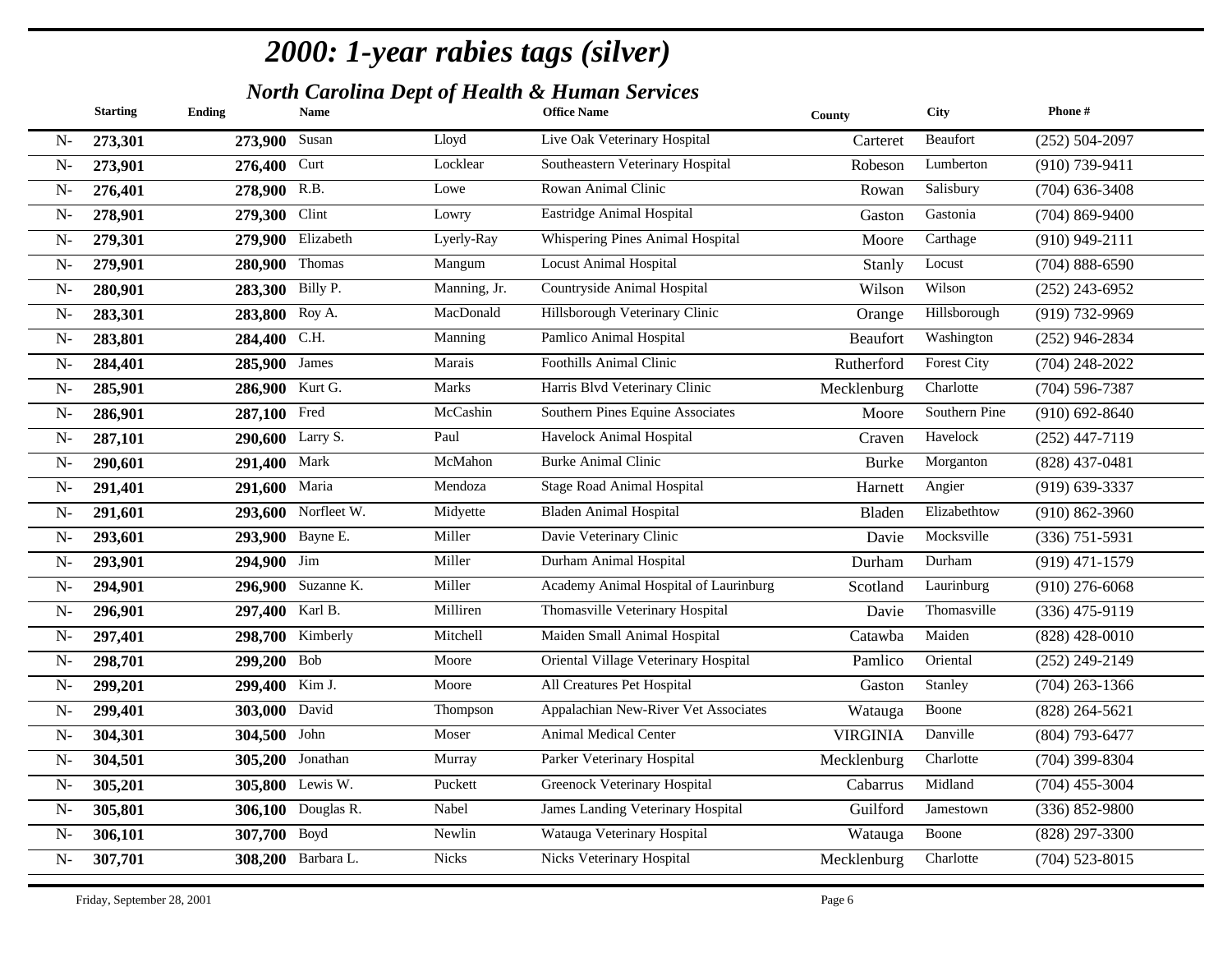# *2000: 1-year rabies tags (silver)*

## *North Carolina Dept of Health & Human Services*

| | Starting | Ending | Name | | Office Name | County | City | Phone # |
|---|---|---|---|---|---|---|---|---|
| N- | **273,301** | **273,900** | Susan | Lloyd | Live Oak Veterinary Hospital | Carteret | Beaufort | (252) 504-2097 |
| N- | **273,901** | **276,400** | Curt | Locklear | Southeastern Veterinary Hospital | Robeson | Lumberton | (910) 739-9411 |
| N- | **276,401** | **278,900** | R.B. | Lowe | Rowan Animal Clinic | Rowan | Salisbury | (704) 636-3408 |
| N- | **278,901** | **279,300** | Clint | Lowry | Eastridge Animal Hospital | Gaston | Gastonia | (704) 869-9400 |
| N- | **279,301** | **279,900** | Elizabeth | Lyerly-Ray | Whispering Pines Animal Hospital | Moore | Carthage | (910) 949-2111 |
| N- | **279,901** | **280,900** | Thomas | Mangum | Locust Animal Hospital | Stanly | Locust | (704) 888-6590 |
| N- | **280,901** | **283,300** | Billy P. | Manning, Jr. | Countryside Animal Hospital | Wilson | Wilson | (252) 243-6952 |
| N- | **283,301** | **283,800** | Roy A. | MacDonald | Hillsborough Veterinary Clinic | Orange | Hillsborough | (919) 732-9969 |
| N- | **283,801** | **284,400** | C.H. | Manning | Pamlico Animal Hospital | Beaufort | Washington | (252) 946-2834 |
| N- | **284,401** | **285,900** | James | Marais | Foothills Animal Clinic | Rutherford | Forest City | (704) 248-2022 |
| N- | **285,901** | **286,900** | Kurt G. | Marks | Harris Blvd Veterinary Clinic | Mecklenburg | Charlotte | (704) 596-7387 |
| N- | **286,901** | **287,100** | Fred | McCashin | Southern Pines Equine Associates | Moore | Southern Pine | (910) 692-8640 |
| N- | **287,101** | **290,600** | Larry S. | Paul | Havelock Animal Hospital | Craven | Havelock | (252) 447-7119 |
| N- | **290,601** | **291,400** | Mark | McMahon | Burke Animal Clinic | Burke | Morganton | (828) 437-0481 |
| N- | **291,401** | **291,600** | Maria | Mendoza | Stage Road Animal Hospital | Harnett | Angier | (919) 639-3337 |
| N- | **291,601** | **293,600** | Norfleet W. | Midyette | Bladen Animal Hospital | Bladen | Elizabethtow | (910) 862-3960 |
| N- | **293,601** | **293,900** | Bayne E. | Miller | Davie Veterinary Clinic | Davie | Mocksville | (336) 751-5931 |
| N- | **293,901** | **294,900** | Jim | Miller | Durham Animal Hospital | Durham | Durham | (919) 471-1579 |
| N- | **294,901** | **296,900** | Suzanne K. | Miller | Academy Animal Hospital of Laurinburg | Scotland | Laurinburg | (910) 276-6068 |
| N- | **296,901** | **297,400** | Karl B. | Milliren | Thomasville Veterinary Hospital | Davie | Thomasville | (336) 475-9119 |
| N- | **297,401** | **298,700** | Kimberly | Mitchell | Maiden Small Animal Hospital | Catawba | Maiden | (828) 428-0010 |
| N- | **298,701** | **299,200** | Bob | Moore | Oriental Village Veterinary Hospital | Pamlico | Oriental | (252) 249-2149 |
| N- | **299,201** | **299,400** | Kim J. | Moore | All Creatures Pet Hospital | Gaston | Stanley | (704) 263-1366 |
| N- | **299,401** | **303,000** | David | Thompson | Appalachian New-River Vet Associates | Watauga | Boone | (828) 264-5621 |
| N- | **304,301** | **304,500** | John | Moser | Animal Medical Center | VIRGINIA | Danville | (804) 793-6477 |
| N- | **304,501** | **305,200** | Jonathan | Murray | Parker Veterinary Hospital | Mecklenburg | Charlotte | (704) 399-8304 |
| N- | **305,201** | **305,800** | Lewis W. | Puckett | Greenock Veterinary Hospital | Cabarrus | Midland | (704) 455-3004 |
| N- | **305,801** | **306,100** | Douglas R. | Nabel | James Landing Veterinary Hospital | Guilford | Jamestown | (336) 852-9800 |
| N- | **306,101** | **307,700** | Boyd | Newlin | Watauga Veterinary Hospital | Watauga | Boone | (828) 297-3300 |
| N- | **307,701** | **308,200** | Barbara L. | Nicks | Nicks Veterinary Hospital | Mecklenburg | Charlotte | (704) 523-8015 |

Friday, September 28, 2001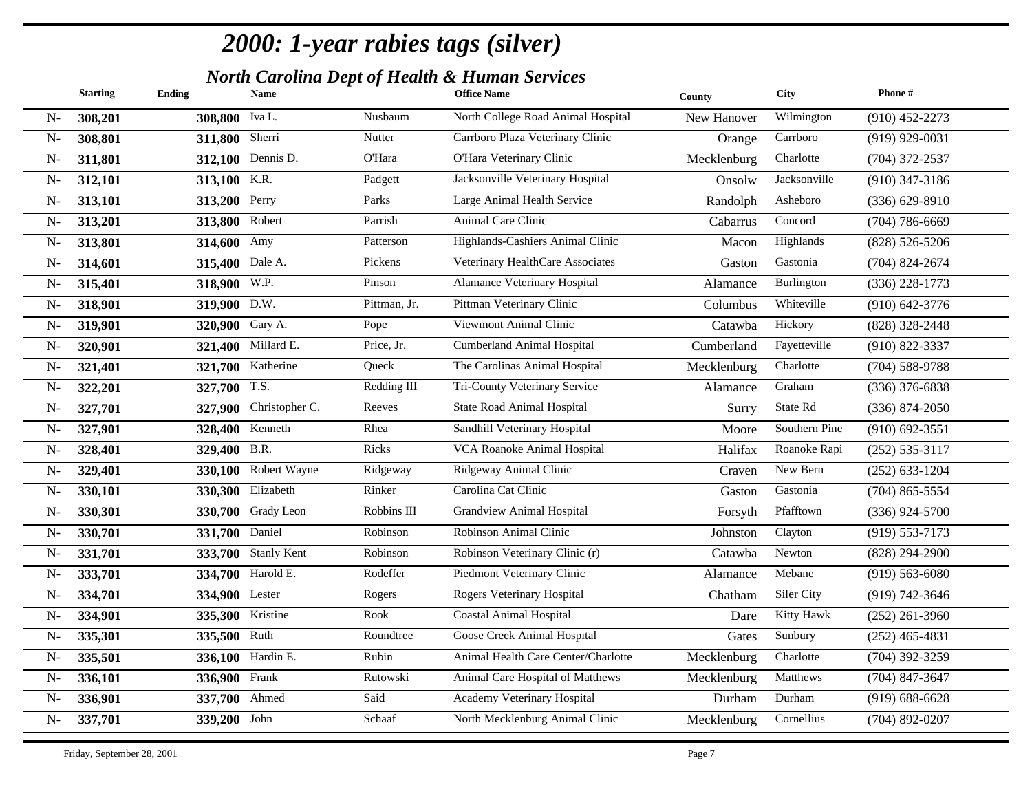# *2000: 1-year rabies tags (silver)*

### *North Carolina Dept of Health & Human Services*

| | Starting | Ending | Name | | Office Name | County | City | Phone # |
|---|---|---|---|---|---|---|---|---|
| N- | **308,201** | **308,800** | Iva L. | Nusbaum | North College Road Animal Hospital | New Hanover | Wilmington | (910) 452-2273 |
| N- | **308,801** | **311,800** | Sherri | Nutter | Carrboro Plaza Veterinary Clinic | Orange | Carrboro | (919) 929-0031 |
| N- | **311,801** | **312,100** | Dennis D. | O'Hara | O'Hara Veterinary Clinic | Mecklenburg | Charlotte | (704) 372-2537 |
| N- | **312,101** | **313,100** | K.R. | Padgett | Jacksonville Veterinary Hospital | Onsolw | Jacksonville | (910) 347-3186 |
| N- | **313,101** | **313,200** | Perry | Parks | Large Animal Health Service | Randolph | Asheboro | (336) 629-8910 |
| N- | **313,201** | **313,800** | Robert | Parrish | Animal Care Clinic | Cabarrus | Concord | (704) 786-6669 |
| N- | **313,801** | **314,600** | Amy | Patterson | Highlands-Cashiers Animal Clinic | Macon | Highlands | (828) 526-5206 |
| N- | **314,601** | **315,400** | Dale A. | Pickens | Veterinary HealthCare Associates | Gaston | Gastonia | (704) 824-2674 |
| N- | **315,401** | **318,900** | W.P. | Pinson | Alamance Veterinary Hospital | Alamance | Burlington | (336) 228-1773 |
| N- | **318,901** | **319,900** | D.W. | Pittman, Jr. | Pittman Veterinary Clinic | Columbus | Whiteville | (910) 642-3776 |
| N- | **319,901** | **320,900** | Gary A. | Pope | Viewmont Animal Clinic | Catawba | Hickory | (828) 328-2448 |
| N- | **320,901** | **321,400** | Millard E. | Price, Jr. | Cumberland Animal Hospital | Cumberland | Fayetteville | (910) 822-3337 |
| N- | **321,401** | **321,700** | Katherine | Queck | The Carolinas Animal Hospital | Mecklenburg | Charlotte | (704) 588-9788 |
| N- | **322,201** | **327,700** | T.S. | Redding III | Tri-County Veterinary Service | Alamance | Graham | (336) 376-6838 |
| N- | **327,701** | **327,900** | Christopher C. | Reeves | State Road Animal Hospital | Surry | State Rd | (336) 874-2050 |
| N- | **327,901** | **328,400** | Kenneth | Rhea | Sandhill Veterinary Hospital | Moore | Southern Pine | (910) 692-3551 |
| N- | **328,401** | **329,400** | B.R. | Ricks | VCA Roanoke Animal Hospital | Halifax | Roanoke Rapi | (252) 535-3117 |
| N- | **329,401** | **330,100** | Robert Wayne | Ridgeway | Ridgeway Animal Clinic | Craven | New Bern | (252) 633-1204 |
| N- | **330,101** | **330,300** | Elizabeth | Rinker | Carolina Cat Clinic | Gaston | Gastonia | (704) 865-5554 |
| N- | **330,301** | **330,700** | Grady Leon | Robbins III | Grandview Animal Hospital | Forsyth | Pfafftown | (336) 924-5700 |
| N- | **330,701** | **331,700** | Daniel | Robinson | Robinson Animal Clinic | Johnston | Clayton | (919) 553-7173 |
| N- | **331,701** | **333,700** | Stanly Kent | Robinson | Robinson Veterinary Clinic (r) | Catawba | Newton | (828) 294-2900 |
| N- | **333,701** | **334,700** | Harold E. | Rodeffer | Piedmont Veterinary Clinic | Alamance | Mebane | (919) 563-6080 |
| N- | **334,701** | **334,900** | Lester | Rogers | Rogers Veterinary Hospital | Chatham | Siler City | (919) 742-3646 |
| N- | **334,901** | **335,300** | Kristine | Rook | Coastal Animal Hospital | Dare | Kitty Hawk | (252) 261-3960 |
| N- | **335,301** | **335,500** | Ruth | Roundtree | Goose Creek Animal Hospital | Gates | Sunbury | (252) 465-4831 |
| N- | **335,501** | **336,100** | Hardin E. | Rubin | Animal Health Care Center/Charlotte | Mecklenburg | Charlotte | (704) 392-3259 |
| N- | **336,101** | **336,900** | Frank | Rutowski | Animal Care Hospital of Matthews | Mecklenburg | Matthews | (704) 847-3647 |
| N- | **336,901** | **337,700** | Ahmed | Said | Academy Veterinary Hospital | Durham | Durham | (919) 688-6628 |
| N- | **337,701** | **339,200** | John | Schaaf | North Mecklenburg Animal Clinic | Mecklenburg | Cornellius | (704) 892-0207 |

Friday, September 28, 2001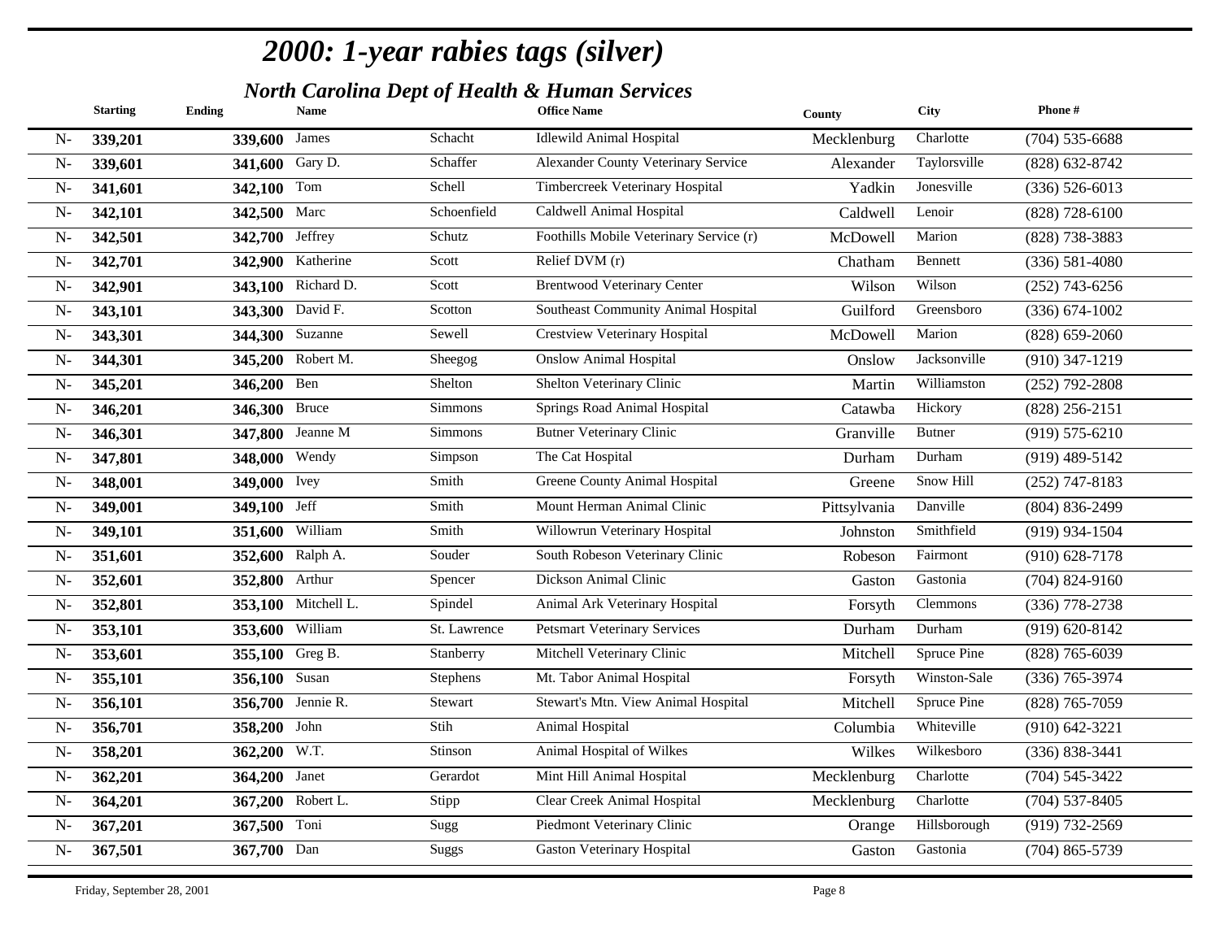# *2000: 1-year rabies tags (silver)*

## *North Carolina Dept of Health & Human Services*

| | Starting | Ending | Name | | Office Name | County | City | Phone # |
|---|---|---|---|---|---|---|---|---|
| N- | **339,201** | **339,600** | James | Schacht | Idlewild Animal Hospital | Mecklenburg | Charlotte | (704) 535-6688 |
| N- | **339,601** | **341,600** | Gary D. | Schaffer | Alexander County Veterinary Service | Alexander | Taylorsville | (828) 632-8742 |
| N- | **341,601** | **342,100** | Tom | Schell | Timbercreek Veterinary Hospital | Yadkin | Jonesville | (336) 526-6013 |
| N- | **342,101** | **342,500** | Marc | Schoenfield | Caldwell Animal Hospital | Caldwell | Lenoir | (828) 728-6100 |
| N- | **342,501** | **342,700** | Jeffrey | Schutz | Foothills Mobile Veterinary Service (r) | McDowell | Marion | (828) 738-3883 |
| N- | **342,701** | **342,900** | Katherine | Scott | Relief DVM (r) | Chatham | Bennett | (336) 581-4080 |
| N- | **342,901** | **343,100** | Richard D. | Scott | Brentwood Veterinary Center | Wilson | Wilson | (252) 743-6256 |
| N- | **343,101** | **343,300** | David F. | Scotton | Southeast Community Animal Hospital | Guilford | Greensboro | (336) 674-1002 |
| N- | **343,301** | **344,300** | Suzanne | Sewell | Crestview Veterinary Hospital | McDowell | Marion | (828) 659-2060 |
| N- | **344,301** | **345,200** | Robert M. | Sheegog | Onslow Animal Hospital | Onslow | Jacksonville | (910) 347-1219 |
| N- | **345,201** | **346,200** | Ben | Shelton | Shelton Veterinary Clinic | Martin | Williamston | (252) 792-2808 |
| N- | **346,201** | **346,300** | Bruce | Simmons | Springs Road Animal Hospital | Catawba | Hickory | (828) 256-2151 |
| N- | **346,301** | **347,800** | Jeanne M | Simmons | Butner Veterinary Clinic | Granville | Butner | (919) 575-6210 |
| N- | **347,801** | **348,000** | Wendy | Simpson | The Cat Hospital | Durham | Durham | (919) 489-5142 |
| N- | **348,001** | **349,000** | Ivey | Smith | Greene County Animal Hospital | Greene | Snow Hill | (252) 747-8183 |
| N- | **349,001** | **349,100** | Jeff | Smith | Mount Herman Animal Clinic | Pittsylvania | Danville | (804) 836-2499 |
| N- | **349,101** | **351,600** | William | Smith | Willowrun Veterinary Hospital | Johnston | Smithfield | (919) 934-1504 |
| N- | **351,601** | **352,600** | Ralph A. | Souder | South Robeson Veterinary Clinic | Robeson | Fairmont | (910) 628-7178 |
| N- | **352,601** | **352,800** | Arthur | Spencer | Dickson Animal Clinic | Gaston | Gastonia | (704) 824-9160 |
| N- | **352,801** | **353,100** | Mitchell L. | Spindel | Animal Ark Veterinary Hospital | Forsyth | Clemmons | (336) 778-2738 |
| N- | **353,101** | **353,600** | William | St. Lawrence | Petsmart Veterinary Services | Durham | Durham | (919) 620-8142 |
| N- | **353,601** | **355,100** | Greg B. | Stanberry | Mitchell Veterinary Clinic | Mitchell | Spruce Pine | (828) 765-6039 |
| N- | **355,101** | **356,100** | Susan | Stephens | Mt. Tabor Animal Hospital | Forsyth | Winston-Sale | (336) 765-3974 |
| N- | **356,101** | **356,700** | Jennie R. | Stewart | Stewart's Mtn. View Animal Hospital | Mitchell | Spruce Pine | (828) 765-7059 |
| N- | **356,701** | **358,200** | John | Stih | Animal Hospital | Columbia | Whiteville | (910) 642-3221 |
| N- | **358,201** | **362,200** | W.T. | Stinson | Animal Hospital of Wilkes | Wilkes | Wilkesboro | (336) 838-3441 |
| N- | **362,201** | **364,200** | Janet | Gerardot | Mint Hill Animal Hospital | Mecklenburg | Charlotte | (704) 545-3422 |
| N- | **364,201** | **367,200** | Robert L. | Stipp | Clear Creek Animal Hospital | Mecklenburg | Charlotte | (704) 537-8405 |
| N- | **367,201** | **367,500** | Toni | Sugg | Piedmont Veterinary Clinic | Orange | Hillsborough | (919) 732-2569 |
| N- | **367,501** | **367,700** | Dan | Suggs | Gaston Veterinary Hospital | Gaston | Gastonia | (704) 865-5739 |

Friday, September 28, 2001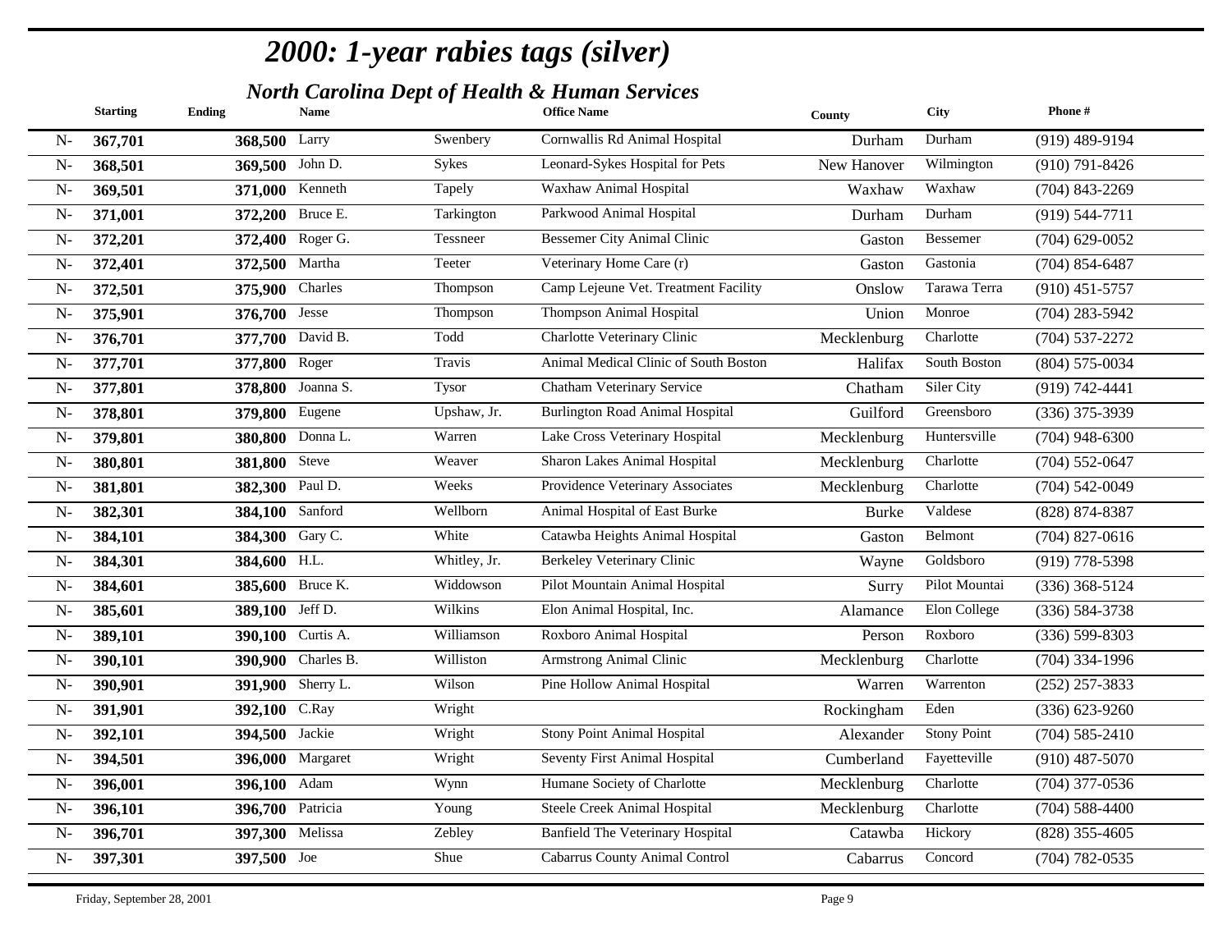# *2000: 1-year rabies tags (silver)*

## *North Carolina Dept of Health & Human Services*

| | Starting | Ending | Name | | Office Name | County | City | Phone # |
|---|---|---|---|---|---|---|---|---|
| N- | **367,701** | **368,500** | Larry | Swenbery | Cornwallis Rd Animal Hospital | Durham | Durham | (919) 489-9194 |
| N- | **368,501** | **369,500** | John D. | Sykes | Leonard-Sykes Hospital for Pets | New Hanover | Wilmington | (910) 791-8426 |
| N- | **369,501** | **371,000** | Kenneth | Tapely | Waxhaw Animal Hospital | Waxhaw | Waxhaw | (704) 843-2269 |
| N- | **371,001** | **372,200** | Bruce E. | Tarkington | Parkwood Animal Hospital | Durham | Durham | (919) 544-7711 |
| N- | **372,201** | **372,400** | Roger G. | Tessneer | Bessemer City Animal Clinic | Gaston | Bessemer | (704) 629-0052 |
| N- | **372,401** | **372,500** | Martha | Teeter | Veterinary Home Care (r) | Gaston | Gastonia | (704) 854-6487 |
| N- | **372,501** | **375,900** | Charles | Thompson | Camp Lejeune Vet. Treatment Facility | Onslow | Tarawa Terra | (910) 451-5757 |
| N- | **375,901** | **376,700** | Jesse | Thompson | Thompson Animal Hospital | Union | Monroe | (704) 283-5942 |
| N- | **376,701** | **377,700** | David B. | Todd | Charlotte Veterinary Clinic | Mecklenburg | Charlotte | (704) 537-2272 |
| N- | **377,701** | **377,800** | Roger | Travis | Animal Medical Clinic of South Boston | Halifax | South Boston | (804) 575-0034 |
| N- | **377,801** | **378,800** | Joanna S. | Tysor | Chatham Veterinary Service | Chatham | Siler City | (919) 742-4441 |
| N- | **378,801** | **379,800** | Eugene | Upshaw, Jr. | Burlington Road Animal Hospital | Guilford | Greensboro | (336) 375-3939 |
| N- | **379,801** | **380,800** | Donna L. | Warren | Lake Cross Veterinary Hospital | Mecklenburg | Huntersville | (704) 948-6300 |
| N- | **380,801** | **381,800** | Steve | Weaver | Sharon Lakes Animal Hospital | Mecklenburg | Charlotte | (704) 552-0647 |
| N- | **381,801** | **382,300** | Paul D. | Weeks | Providence Veterinary Associates | Mecklenburg | Charlotte | (704) 542-0049 |
| N- | **382,301** | **384,100** | Sanford | Wellborn | Animal Hospital of East Burke | Burke | Valdese | (828) 874-8387 |
| N- | **384,101** | **384,300** | Gary C. | White | Catawba Heights Animal Hospital | Gaston | Belmont | (704) 827-0616 |
| N- | **384,301** | **384,600** | H.L. | Whitley, Jr. | Berkeley Veterinary Clinic | Wayne | Goldsboro | (919) 778-5398 |
| N- | **384,601** | **385,600** | Bruce K. | Widdowson | Pilot Mountain Animal Hospital | Surry | Pilot Mountai | (336) 368-5124 |
| N- | **385,601** | **389,100** | Jeff D. | Wilkins | Elon Animal Hospital, Inc. | Alamance | Elon College | (336) 584-3738 |
| N- | **389,101** | **390,100** | Curtis A. | Williamson | Roxboro Animal Hospital | Person | Roxboro | (336) 599-8303 |
| N- | **390,101** | **390,900** | Charles B. | Williston | Armstrong Animal Clinic | Mecklenburg | Charlotte | (704) 334-1996 |
| N- | **390,901** | **391,900** | Sherry L. | Wilson | Pine Hollow Animal Hospital | Warren | Warrenton | (252) 257-3833 |
| N- | **391,901** | **392,100** | C.Ray | Wright | | Rockingham | Eden | (336) 623-9260 |
| N- | **392,101** | **394,500** | Jackie | Wright | Stony Point Animal Hospital | Alexander | Stony Point | (704) 585-2410 |
| N- | **394,501** | **396,000** | Margaret | Wright | Seventy First Animal Hospital | Cumberland | Fayetteville | (910) 487-5070 |
| N- | **396,001** | **396,100** | Adam | Wynn | Humane Society of Charlotte | Mecklenburg | Charlotte | (704) 377-0536 |
| N- | **396,101** | **396,700** | Patricia | Young | Steele Creek Animal Hospital | Mecklenburg | Charlotte | (704) 588-4400 |
| N- | **396,701** | **397,300** | Melissa | Zebley | Banfield The Veterinary Hospital | Catawba | Hickory | (828) 355-4605 |
| N- | **397,301** | **397,500** | Joe | Shue | Cabarrus County Animal Control | Cabarrus | Concord | (704) 782-0535 |

Friday, September 28, 2001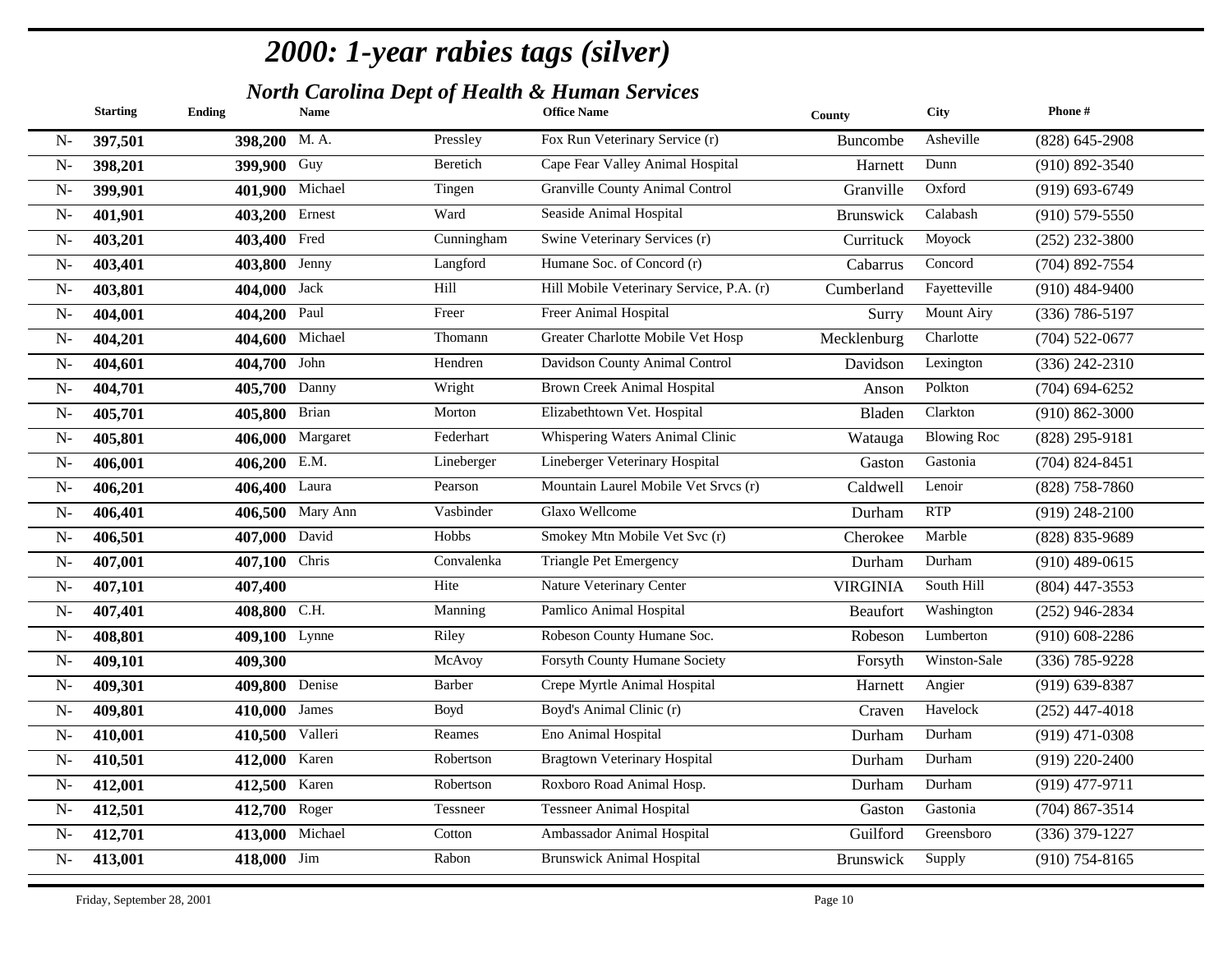# *2000: 1-year rabies tags (silver)*

### *North Carolina Dept of Health & Human Services*

| | Starting | Ending | Name | | Office Name | County | City | Phone # |
|---|---|---|---|---|---|---|---|---|
| N- | **397,501** | **398,200** | M. A. | Pressley | Fox Run Veterinary Service (r) | Buncombe | Asheville | (828) 645-2908 |
| N- | **398,201** | **399,900** | Guy | Beretich | Cape Fear Valley Animal Hospital | Harnett | Dunn | (910) 892-3540 |
| N- | **399,901** | **401,900** | Michael | Tingen | Granville County Animal Control | Granville | Oxford | (919) 693-6749 |
| N- | **401,901** | **403,200** | Ernest | Ward | Seaside Animal Hospital | Brunswick | Calabash | (910) 579-5550 |
| N- | **403,201** | **403,400** | Fred | Cunningham | Swine Veterinary Services (r) | Currituck | Moyock | (252) 232-3800 |
| N- | **403,401** | **403,800** | Jenny | Langford | Humane Soc. of Concord (r) | Cabarrus | Concord | (704) 892-7554 |
| N- | **403,801** | **404,000** | Jack | Hill | Hill Mobile Veterinary Service, P.A. (r) | Cumberland | Fayetteville | (910) 484-9400 |
| N- | **404,001** | **404,200** | Paul | Freer | Freer Animal Hospital | Surry | Mount Airy | (336) 786-5197 |
| N- | **404,201** | **404,600** | Michael | Thomann | Greater Charlotte Mobile Vet Hosp | Mecklenburg | Charlotte | (704) 522-0677 |
| N- | **404,601** | **404,700** | John | Hendren | Davidson County Animal Control | Davidson | Lexington | (336) 242-2310 |
| N- | **404,701** | **405,700** | Danny | Wright | Brown Creek Animal Hospital | Anson | Polkton | (704) 694-6252 |
| N- | **405,701** | **405,800** | Brian | Morton | Elizabethtown Vet. Hospital | Bladen | Clarkton | (910) 862-3000 |
| N- | **405,801** | **406,000** | Margaret | Federhart | Whispering Waters Animal Clinic | Watauga | Blowing Roc | (828) 295-9181 |
| N- | **406,001** | **406,200** | E.M. | Lineberger | Lineberger Veterinary Hospital | Gaston | Gastonia | (704) 824-8451 |
| N- | **406,201** | **406,400** | Laura | Pearson | Mountain Laurel Mobile Vet Srvcs (r) | Caldwell | Lenoir | (828) 758-7860 |
| N- | **406,401** | **406,500** | Mary Ann | Vasbinder | Glaxo Wellcome | Durham | RTP | (919) 248-2100 |
| N- | **406,501** | **407,000** | David | Hobbs | Smokey Mtn Mobile Vet Svc (r) | Cherokee | Marble | (828) 835-9689 |
| N- | **407,001** | **407,100** | Chris | Convalenka | Triangle Pet Emergency | Durham | Durham | (910) 489-0615 |
| N- | **407,101** | **407,400** | | Hite | Nature Veterinary Center | VIRGINIA | South Hill | (804) 447-3553 |
| N- | **407,401** | **408,800** | C.H. | Manning | Pamlico Animal Hospital | Beaufort | Washington | (252) 946-2834 |
| N- | **408,801** | **409,100** | Lynne | Riley | Robeson County Humane Soc. | Robeson | Lumberton | (910) 608-2286 |
| N- | **409,101** | **409,300** | | McAvoy | Forsyth County Humane Society | Forsyth | Winston-Sale | (336) 785-9228 |
| N- | **409,301** | **409,800** | Denise | Barber | Crepe Myrtle Animal Hospital | Harnett | Angier | (919) 639-8387 |
| N- | **409,801** | **410,000** | James | Boyd | Boyd's Animal Clinic (r) | Craven | Havelock | (252) 447-4018 |
| N- | **410,001** | **410,500** | Valleri | Reames | Eno Animal Hospital | Durham | Durham | (919) 471-0308 |
| N- | **410,501** | **412,000** | Karen | Robertson | Bragtown Veterinary Hospital | Durham | Durham | (919) 220-2400 |
| N- | **412,001** | **412,500** | Karen | Robertson | Roxboro Road Animal Hosp. | Durham | Durham | (919) 477-9711 |
| N- | **412,501** | **412,700** | Roger | Tessneer | Tessneer Animal Hospital | Gaston | Gastonia | (704) 867-3514 |
| N- | **412,701** | **413,000** | Michael | Cotton | Ambassador Animal Hospital | Guilford | Greensboro | (336) 379-1227 |
| N- | **413,001** | **418,000** | Jim | Rabon | Brunswick Animal Hospital | Brunswick | Supply | (910) 754-8165 |

Friday, September 28, 2001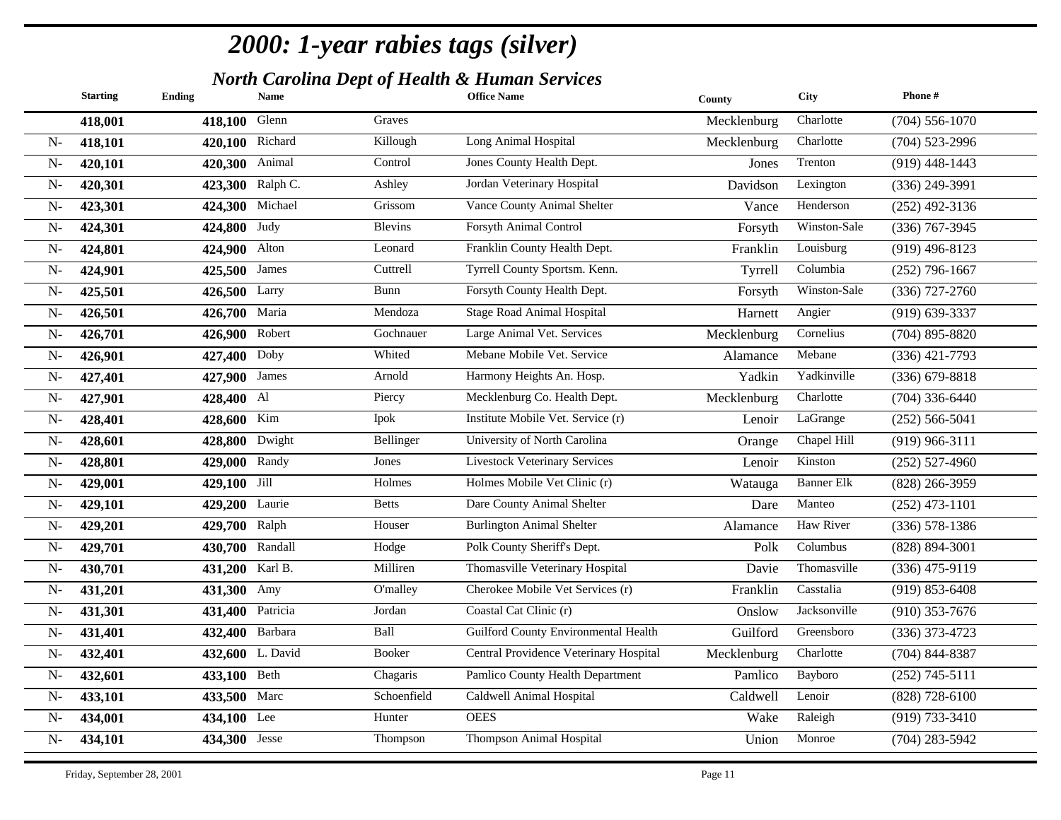# *2000: 1-year rabies tags (silver)*

## *North Carolina Dept of Health & Human Services*

| | Starting | Ending | Name | | Office Name | County | City | Phone # |
|---|---|---|---|---|---|---|---|---|
| | **418,001** | **418,100** | Glenn | Graves | | Mecklenburg | Charlotte | (704) 556-1070 |
| N- | **418,101** | **420,100** | Richard | Killough | Long Animal Hospital | Mecklenburg | Charlotte | (704) 523-2996 |
| N- | **420,101** | **420,300** | Animal | Control | Jones County Health Dept. | Jones | Trenton | (919) 448-1443 |
| N- | **420,301** | **423,300** | Ralph C. | Ashley | Jordan Veterinary Hospital | Davidson | Lexington | (336) 249-3991 |
| N- | **423,301** | **424,300** | Michael | Grissom | Vance County Animal Shelter | Vance | Henderson | (252) 492-3136 |
| N- | **424,301** | **424,800** | Judy | Blevins | Forsyth Animal Control | Forsyth | Winston-Sale | (336) 767-3945 |
| N- | **424,801** | **424,900** | Alton | Leonard | Franklin County Health Dept. | Franklin | Louisburg | (919) 496-8123 |
| N- | **424,901** | **425,500** | James | Cuttrell | Tyrrell County Sportsm. Kenn. | Tyrrell | Columbia | (252) 796-1667 |
| N- | **425,501** | **426,500** | Larry | Bunn | Forsyth County Health Dept. | Forsyth | Winston-Sale | (336) 727-2760 |
| N- | **426,501** | **426,700** | Maria | Mendoza | Stage Road Animal Hospital | Harnett | Angier | (919) 639-3337 |
| N- | **426,701** | **426,900** | Robert | Gochnauer | Large Animal Vet. Services | Mecklenburg | Cornelius | (704) 895-8820 |
| N- | **426,901** | **427,400** | Doby | Whited | Mebane Mobile Vet. Service | Alamance | Mebane | (336) 421-7793 |
| N- | **427,401** | **427,900** | James | Arnold | Harmony Heights An. Hosp. | Yadkin | Yadkinville | (336) 679-8818 |
| N- | **427,901** | **428,400** | Al | Piercy | Mecklenburg Co. Health Dept. | Mecklenburg | Charlotte | (704) 336-6440 |
| N- | **428,401** | **428,600** | Kim | Ipok | Institute Mobile Vet. Service (r) | Lenoir | LaGrange | (252) 566-5041 |
| N- | **428,601** | **428,800** | Dwight | Bellinger | University of North Carolina | Orange | Chapel Hill | (919) 966-3111 |
| N- | **428,801** | **429,000** | Randy | Jones | Livestock Veterinary Services | Lenoir | Kinston | (252) 527-4960 |
| N- | **429,001** | **429,100** | Jill | Holmes | Holmes Mobile Vet Clinic (r) | Watauga | Banner Elk | (828) 266-3959 |
| N- | **429,101** | **429,200** | Laurie | Betts | Dare County Animal Shelter | Dare | Manteo | (252) 473-1101 |
| N- | **429,201** | **429,700** | Ralph | Houser | Burlington Animal Shelter | Alamance | Haw River | (336) 578-1386 |
| N- | **429,701** | **430,700** | Randall | Hodge | Polk County Sheriff's Dept. | Polk | Columbus | (828) 894-3001 |
| N- | **430,701** | **431,200** | Karl B. | Milliren | Thomasville Veterinary Hospital | Davie | Thomasville | (336) 475-9119 |
| N- | **431,201** | **431,300** | Amy | O'malley | Cherokee Mobile Vet Services (r) | Franklin | Casstalia | (919) 853-6408 |
| N- | **431,301** | **431,400** | Patricia | Jordan | Coastal Cat Clinic (r) | Onslow | Jacksonville | (910) 353-7676 |
| N- | **431,401** | **432,400** | Barbara | Ball | Guilford County Environmental Health | Guilford | Greensboro | (336) 373-4723 |
| N- | **432,401** | **432,600** | L. David | Booker | Central Providence Veterinary Hospital | Mecklenburg | Charlotte | (704) 844-8387 |
| N- | **432,601** | **433,100** | Beth | Chagaris | Pamlico County Health Department | Pamlico | Bayboro | (252) 745-5111 |
| N- | **433,101** | **433,500** | Marc | Schoenfield | Caldwell Animal Hospital | Caldwell | Lenoir | (828) 728-6100 |
| N- | **434,001** | **434,100** | Lee | Hunter | OEES | Wake | Raleigh | (919) 733-3410 |
| N- | **434,101** | **434,300** | Jesse | Thompson | Thompson Animal Hospital | Union | Monroe | (704) 283-5942 |

Friday, September 28, 2001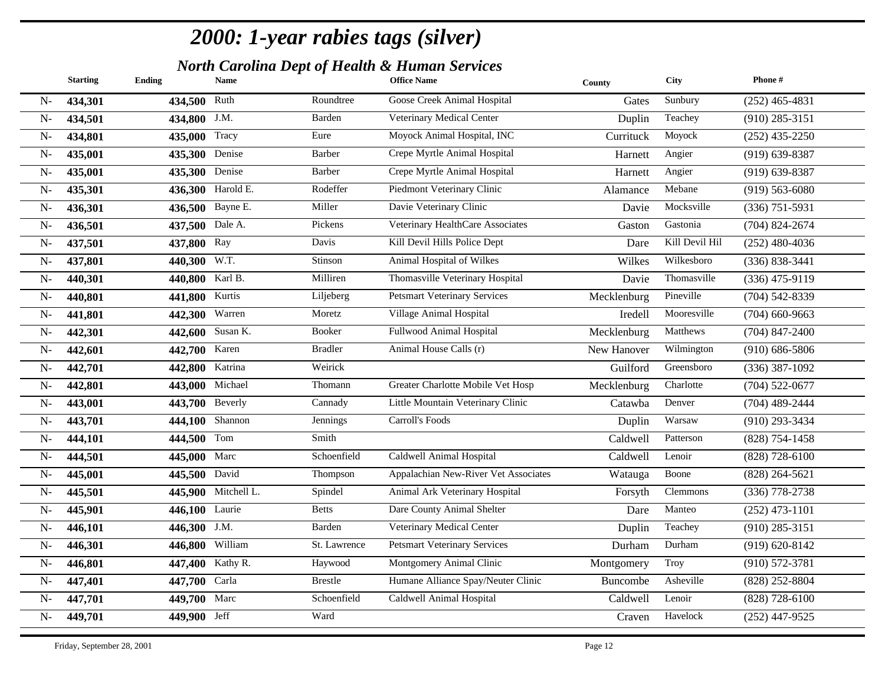# *2000: 1-year rabies tags (silver)*

## *North Carolina Dept of Health & Human Services*

| | Starting | Ending | Name | | Office Name | County | City | Phone # |
|---|---|---|---|---|---|---|---|---|
| N- | **434,301** | **434,500** | Ruth | Roundtree | Goose Creek Animal Hospital | Gates | Sunbury | (252) 465-4831 |
| N- | **434,501** | **434,800** | J.M. | Barden | Veterinary Medical Center | Duplin | Teachey | (910) 285-3151 |
| N- | **434,801** | **435,000** | Tracy | Eure | Moyock Animal Hospital, INC | Currituck | Moyock | (252) 435-2250 |
| N- | **435,001** | **435,300** | Denise | Barber | Crepe Myrtle Animal Hospital | Harnett | Angier | (919) 639-8387 |
| N- | **435,001** | **435,300** | Denise | Barber | Crepe Myrtle Animal Hospital | Harnett | Angier | (919) 639-8387 |
| N- | **435,301** | **436,300** | Harold E. | Rodeffer | Piedmont Veterinary Clinic | Alamance | Mebane | (919) 563-6080 |
| N- | **436,301** | **436,500** | Bayne E. | Miller | Davie Veterinary Clinic | Davie | Mocksville | (336) 751-5931 |
| N- | **436,501** | **437,500** | Dale A. | Pickens | Veterinary HealthCare Associates | Gaston | Gastonia | (704) 824-2674 |
| N- | **437,501** | **437,800** | Ray | Davis | Kill Devil Hills Police Dept | Dare | Kill Devil Hil | (252) 480-4036 |
| N- | **437,801** | **440,300** | W.T. | Stinson | Animal Hospital of Wilkes | Wilkes | Wilkesboro | (336) 838-3441 |
| N- | **440,301** | **440,800** | Karl B. | Milliren | Thomasville Veterinary Hospital | Davie | Thomasville | (336) 475-9119 |
| N- | **440,801** | **441,800** | Kurtis | Liljeberg | Petsmart Veterinary Services | Mecklenburg | Pineville | (704) 542-8339 |
| N- | **441,801** | **442,300** | Warren | Moretz | Village Animal Hospital | Iredell | Mooresville | (704) 660-9663 |
| N- | **442,301** | **442,600** | Susan K. | Booker | Fullwood Animal Hospital | Mecklenburg | Matthews | (704) 847-2400 |
| N- | **442,601** | **442,700** | Karen | Bradler | Animal House Calls (r) | New Hanover | Wilmington | (910) 686-5806 |
| N- | **442,701** | **442,800** | Katrina | Weirick | | Guilford | Greensboro | (336) 387-1092 |
| N- | **442,801** | **443,000** | Michael | Thomann | Greater Charlotte Mobile Vet Hosp | Mecklenburg | Charlotte | (704) 522-0677 |
| N- | **443,001** | **443,700** | Beverly | Cannady | Little Mountain Veterinary Clinic | Catawba | Denver | (704) 489-2444 |
| N- | **443,701** | **444,100** | Shannon | Jennings | Carroll's Foods | Duplin | Warsaw | (910) 293-3434 |
| N- | **444,101** | **444,500** | Tom | Smith | | Caldwell | Patterson | (828) 754-1458 |
| N- | **444,501** | **445,000** | Marc | Schoenfield | Caldwell Animal Hospital | Caldwell | Lenoir | (828) 728-6100 |
| N- | **445,001** | **445,500** | David | Thompson | Appalachian New-River Vet Associates | Watauga | Boone | (828) 264-5621 |
| N- | **445,501** | **445,900** | Mitchell L. | Spindel | Animal Ark Veterinary Hospital | Forsyth | Clemmons | (336) 778-2738 |
| N- | **445,901** | **446,100** | Laurie | Betts | Dare County Animal Shelter | Dare | Manteo | (252) 473-1101 |
| N- | **446,101** | **446,300** | J.M. | Barden | Veterinary Medical Center | Duplin | Teachey | (910) 285-3151 |
| N- | **446,301** | **446,800** | William | St. Lawrence | Petsmart Veterinary Services | Durham | Durham | (919) 620-8142 |
| N- | **446,801** | **447,400** | Kathy R. | Haywood | Montgomery Animal Clinic | Montgomery | Troy | (910) 572-3781 |
| N- | **447,401** | **447,700** | Carla | Brestle | Humane Alliance Spay/Neuter Clinic | Buncombe | Asheville | (828) 252-8804 |
| N- | **447,701** | **449,700** | Marc | Schoenfield | Caldwell Animal Hospital | Caldwell | Lenoir | (828) 728-6100 |
| N- | **449,701** | **449,900** | Jeff | Ward | | Craven | Havelock | (252) 447-9525 |

Friday, September 28, 2001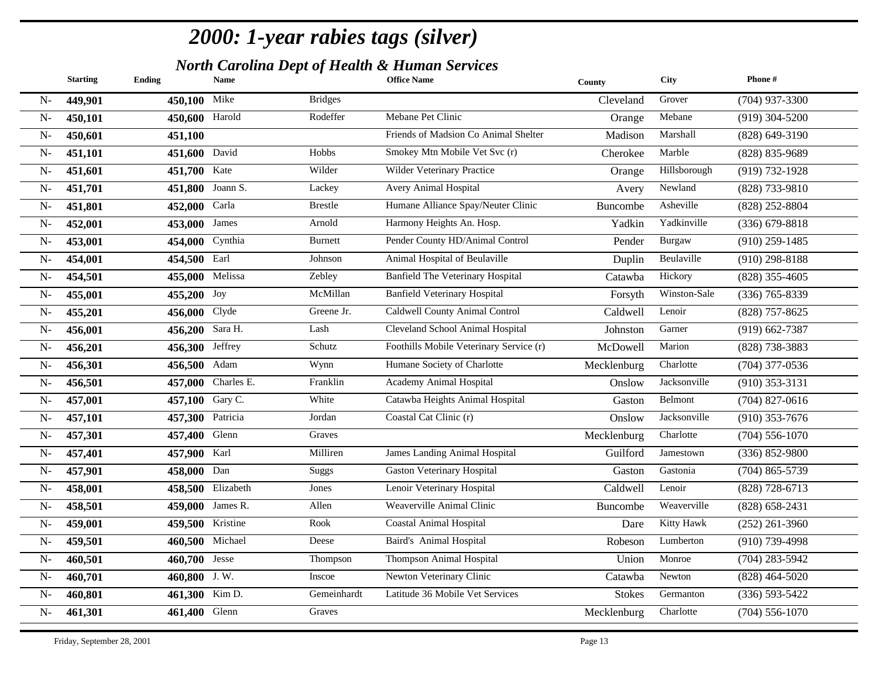# *2000: 1-year rabies tags (silver)*

## *North Carolina Dept of Health & Human Services*

| | Starting | Ending | Name | | Office Name | County | City | Phone # |
|---|---|---|---|---|---|---|---|---|
| N- | **449,901** | **450,100** | Mike | Bridges | | Cleveland | Grover | (704) 937-3300 |
| N- | **450,101** | **450,600** | Harold | Rodeffer | Mebane Pet Clinic | Orange | Mebane | (919) 304-5200 |
| N- | **450,601** | **451,100** | | | Friends of Madsion Co Animal Shelter | Madison | Marshall | (828) 649-3190 |
| N- | **451,101** | **451,600** | David | Hobbs | Smokey Mtn Mobile Vet Svc (r) | Cherokee | Marble | (828) 835-9689 |
| N- | **451,601** | **451,700** | Kate | Wilder | Wilder Veterinary Practice | Orange | Hillsborough | (919) 732-1928 |
| N- | **451,701** | **451,800** | Joann S. | Lackey | Avery Animal Hospital | Avery | Newland | (828) 733-9810 |
| N- | **451,801** | **452,000** | Carla | Brestle | Humane Alliance Spay/Neuter Clinic | Buncombe | Asheville | (828) 252-8804 |
| N- | **452,001** | **453,000** | James | Arnold | Harmony Heights An. Hosp. | Yadkin | Yadkinville | (336) 679-8818 |
| N- | **453,001** | **454,000** | Cynthia | Burnett | Pender County HD/Animal Control | Pender | Burgaw | (910) 259-1485 |
| N- | **454,001** | **454,500** | Earl | Johnson | Animal Hospital of Beulaville | Duplin | Beulaville | (910) 298-8188 |
| N- | **454,501** | **455,000** | Melissa | Zebley | Banfield The Veterinary Hospital | Catawba | Hickory | (828) 355-4605 |
| N- | **455,001** | **455,200** | Joy | McMillan | Banfield Veterinary Hospital | Forsyth | Winston-Sale | (336) 765-8339 |
| N- | **455,201** | **456,000** | Clyde | Greene Jr. | Caldwell County Animal Control | Caldwell | Lenoir | (828) 757-8625 |
| N- | **456,001** | **456,200** | Sara H. | Lash | Cleveland School Animal Hospital | Johnston | Garner | (919) 662-7387 |
| N- | **456,201** | **456,300** | Jeffrey | Schutz | Foothills Mobile Veterinary Service (r) | McDowell | Marion | (828) 738-3883 |
| N- | **456,301** | **456,500** | Adam | Wynn | Humane Society of Charlotte | Mecklenburg | Charlotte | (704) 377-0536 |
| N- | **456,501** | **457,000** | Charles E. | Franklin | Academy Animal Hospital | Onslow | Jacksonville | (910) 353-3131 |
| N- | **457,001** | **457,100** | Gary C. | White | Catawba Heights Animal Hospital | Gaston | Belmont | (704) 827-0616 |
| N- | **457,101** | **457,300** | Patricia | Jordan | Coastal Cat Clinic (r) | Onslow | Jacksonville | (910) 353-7676 |
| N- | **457,301** | **457,400** | Glenn | Graves | | Mecklenburg | Charlotte | (704) 556-1070 |
| N- | **457,401** | **457,900** | Karl | Milliren | James Landing Animal Hospital | Guilford | Jamestown | (336) 852-9800 |
| N- | **457,901** | **458,000** | Dan | Suggs | Gaston Veterinary Hospital | Gaston | Gastonia | (704) 865-5739 |
| N- | **458,001** | **458,500** | Elizabeth | Jones | Lenoir Veterinary Hospital | Caldwell | Lenoir | (828) 728-6713 |
| N- | **458,501** | **459,000** | James R. | Allen | Weaverville Animal Clinic | Buncombe | Weaverville | (828) 658-2431 |
| N- | **459,001** | **459,500** | Kristine | Rook | Coastal Animal Hospital | Dare | Kitty Hawk | (252) 261-3960 |
| N- | **459,501** | **460,500** | Michael | Deese | Baird's Animal Hospital | Robeson | Lumberton | (910) 739-4998 |
| N- | **460,501** | **460,700** | Jesse | Thompson | Thompson Animal Hospital | Union | Monroe | (704) 283-5942 |
| N- | **460,701** | **460,800** | J. W. | Inscoe | Newton Veterinary Clinic | Catawba | Newton | (828) 464-5020 |
| N- | **460,801** | **461,300** | Kim D. | Gemeinhardt | Latitude 36 Mobile Vet Services | Stokes | Germanton | (336) 593-5422 |
| N- | **461,301** | **461,400** | Glenn | Graves | | Mecklenburg | Charlotte | (704) 556-1070 |

Friday, September 28, 2001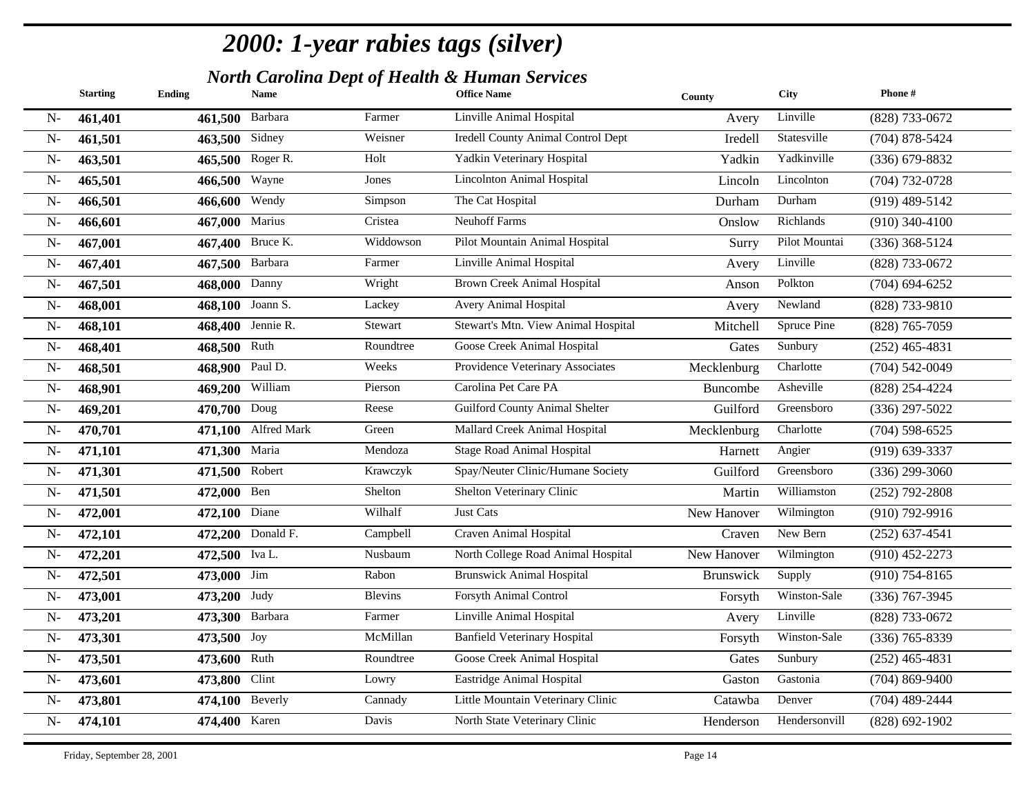# *2000: 1-year rabies tags (silver)*

## *North Carolina Dept of Health & Human Services*

| | Starting | Ending | Name | | Office Name | County | City | Phone # |
|---|---|---|---|---|---|---|---|---|
| N- | **461,401** | **461,500** | Barbara | Farmer | Linville Animal Hospital | Avery | Linville | (828) 733-0672 |
| N- | **461,501** | **463,500** | Sidney | Weisner | Iredell County Animal Control Dept | Iredell | Statesville | (704) 878-5424 |
| N- | **463,501** | **465,500** | Roger R. | Holt | Yadkin Veterinary Hospital | Yadkin | Yadkinville | (336) 679-8832 |
| N- | **465,501** | **466,500** | Wayne | Jones | Lincolnton Animal Hospital | Lincoln | Lincolnton | (704) 732-0728 |
| N- | **466,501** | **466,600** | Wendy | Simpson | The Cat Hospital | Durham | Durham | (919) 489-5142 |
| N- | **466,601** | **467,000** | Marius | Cristea | Neuhoff Farms | Onslow | Richlands | (910) 340-4100 |
| N- | **467,001** | **467,400** | Bruce K. | Widdowson | Pilot Mountain Animal Hospital | Surry | Pilot Mountai | (336) 368-5124 |
| N- | **467,401** | **467,500** | Barbara | Farmer | Linville Animal Hospital | Avery | Linville | (828) 733-0672 |
| N- | **467,501** | **468,000** | Danny | Wright | Brown Creek Animal Hospital | Anson | Polkton | (704) 694-6252 |
| N- | **468,001** | **468,100** | Joann S. | Lackey | Avery Animal Hospital | Avery | Newland | (828) 733-9810 |
| N- | **468,101** | **468,400** | Jennie R. | Stewart | Stewart's Mtn. View Animal Hospital | Mitchell | Spruce Pine | (828) 765-7059 |
| N- | **468,401** | **468,500** | Ruth | Roundtree | Goose Creek Animal Hospital | Gates | Sunbury | (252) 465-4831 |
| N- | **468,501** | **468,900** | Paul D. | Weeks | Providence Veterinary Associates | Mecklenburg | Charlotte | (704) 542-0049 |
| N- | **468,901** | **469,200** | William | Pierson | Carolina Pet Care PA | Buncombe | Asheville | (828) 254-4224 |
| N- | **469,201** | **470,700** | Doug | Reese | Guilford County Animal Shelter | Guilford | Greensboro | (336) 297-5022 |
| N- | **470,701** | **471,100** | Alfred Mark | Green | Mallard Creek Animal Hospital | Mecklenburg | Charlotte | (704) 598-6525 |
| N- | **471,101** | **471,300** | Maria | Mendoza | Stage Road Animal Hospital | Harnett | Angier | (919) 639-3337 |
| N- | **471,301** | **471,500** | Robert | Krawczyk | Spay/Neuter Clinic/Humane Society | Guilford | Greensboro | (336) 299-3060 |
| N- | **471,501** | **472,000** | Ben | Shelton | Shelton Veterinary Clinic | Martin | Williamston | (252) 792-2808 |
| N- | **472,001** | **472,100** | Diane | Wilhalf | Just Cats | New Hanover | Wilmington | (910) 792-9916 |
| N- | **472,101** | **472,200** | Donald F. | Campbell | Craven Animal Hospital | Craven | New Bern | (252) 637-4541 |
| N- | **472,201** | **472,500** | Iva L. | Nusbaum | North College Road Animal Hospital | New Hanover | Wilmington | (910) 452-2273 |
| N- | **472,501** | **473,000** | Jim | Rabon | Brunswick Animal Hospital | Brunswick | Supply | (910) 754-8165 |
| N- | **473,001** | **473,200** | Judy | Blevins | Forsyth Animal Control | Forsyth | Winston-Sale | (336) 767-3945 |
| N- | **473,201** | **473,300** | Barbara | Farmer | Linville Animal Hospital | Avery | Linville | (828) 733-0672 |
| N- | **473,301** | **473,500** | Joy | McMillan | Banfield Veterinary Hospital | Forsyth | Winston-Sale | (336) 765-8339 |
| N- | **473,501** | **473,600** | Ruth | Roundtree | Goose Creek Animal Hospital | Gates | Sunbury | (252) 465-4831 |
| N- | **473,601** | **473,800** | Clint | Lowry | Eastridge Animal Hospital | Gaston | Gastonia | (704) 869-9400 |
| N- | **473,801** | **474,100** | Beverly | Cannady | Little Mountain Veterinary Clinic | Catawba | Denver | (704) 489-2444 |
| N- | **474,101** | **474,400** | Karen | Davis | North State Veterinary Clinic | Henderson | Hendersonvill | (828) 692-1902 |

Friday, September 28, 2001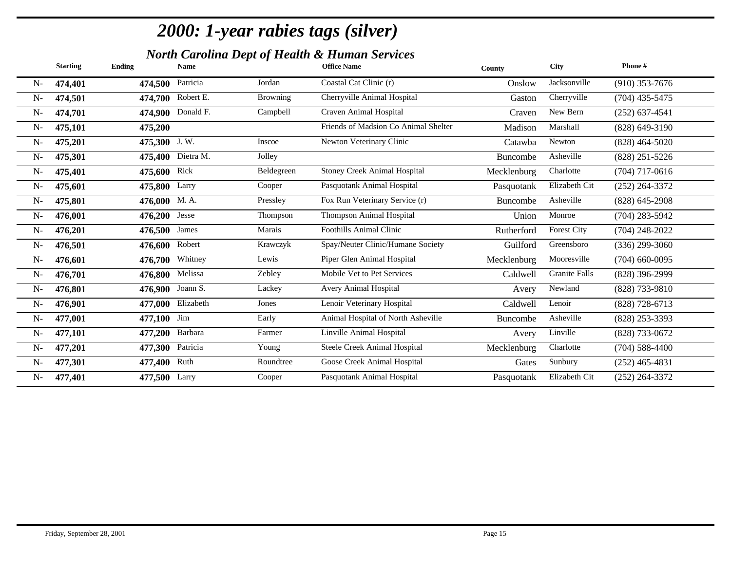# *2000: 1-year rabies tags (silver)*

## *North Carolina Dept of Health & Human Services*

| | Starting | Ending | Name | | Office Name | County | City | Phone # |
|---|---|---|---|---|---|---|---|---|
| N- | **474,401** | **474,500** | Patricia | Jordan | Coastal Cat Clinic (r) | Onslow | Jacksonville | (910) 353-7676 |
| N- | **474,501** | **474,700** | Robert E. | Browning | Cherryville Animal Hospital | Gaston | Cherryville | (704) 435-5475 |
| N- | **474,701** | **474,900** | Donald F. | Campbell | Craven Animal Hospital | Craven | New Bern | (252) 637-4541 |
| N- | **475,101** | **475,200** | | | Friends of Madsion Co Animal Shelter | Madison | Marshall | (828) 649-3190 |
| N- | **475,201** | **475,300** | J. W. | Inscoe | Newton Veterinary Clinic | Catawba | Newton | (828) 464-5020 |
| N- | **475,301** | **475,400** | Dietra M. | Jolley | | Buncombe | Asheville | (828) 251-5226 |
| N- | **475,401** | **475,600** | Rick | Beldegreen | Stoney Creek Animal Hospital | Mecklenburg | Charlotte | (704) 717-0616 |
| N- | **475,601** | **475,800** | Larry | Cooper | Pasquotank Animal Hospital | Pasquotank | Elizabeth Cit | (252) 264-3372 |
| N- | **475,801** | **476,000** | M. A. | Pressley | Fox Run Veterinary Service (r) | Buncombe | Asheville | (828) 645-2908 |
| N- | **476,001** | **476,200** | Jesse | Thompson | Thompson Animal Hospital | Union | Monroe | (704) 283-5942 |
| N- | **476,201** | **476,500** | James | Marais | Foothills Animal Clinic | Rutherford | Forest City | (704) 248-2022 |
| N- | **476,501** | **476,600** | Robert | Krawczyk | Spay/Neuter Clinic/Humane Society | Guilford | Greensboro | (336) 299-3060 |
| N- | **476,601** | **476,700** | Whitney | Lewis | Piper Glen Animal Hospital | Mecklenburg | Mooresville | (704) 660-0095 |
| N- | **476,701** | **476,800** | Melissa | Zebley | Mobile Vet to Pet Services | Caldwell | Granite Falls | (828) 396-2999 |
| N- | **476,801** | **476,900** | Joann S. | Lackey | Avery Animal Hospital | Avery | Newland | (828) 733-9810 |
| N- | **476,901** | **477,000** | Elizabeth | Jones | Lenoir Veterinary Hospital | Caldwell | Lenoir | (828) 728-6713 |
| N- | **477,001** | **477,100** | Jim | Early | Animal Hospital of North Asheville | Buncombe | Asheville | (828) 253-3393 |
| N- | **477,101** | **477,200** | Barbara | Farmer | Linville Animal Hospital | Avery | Linville | (828) 733-0672 |
| N- | **477,201** | **477,300** | Patricia | Young | Steele Creek Animal Hospital | Mecklenburg | Charlotte | (704) 588-4400 |
| N- | **477,301** | **477,400** | Ruth | Roundtree | Goose Creek Animal Hospital | Gates | Sunbury | (252) 465-4831 |
| N- | **477,401** | **477,500** | Larry | Cooper | Pasquotank Animal Hospital | Pasquotank | Elizabeth Cit | (252) 264-3372 |

Friday, September 28, 2001